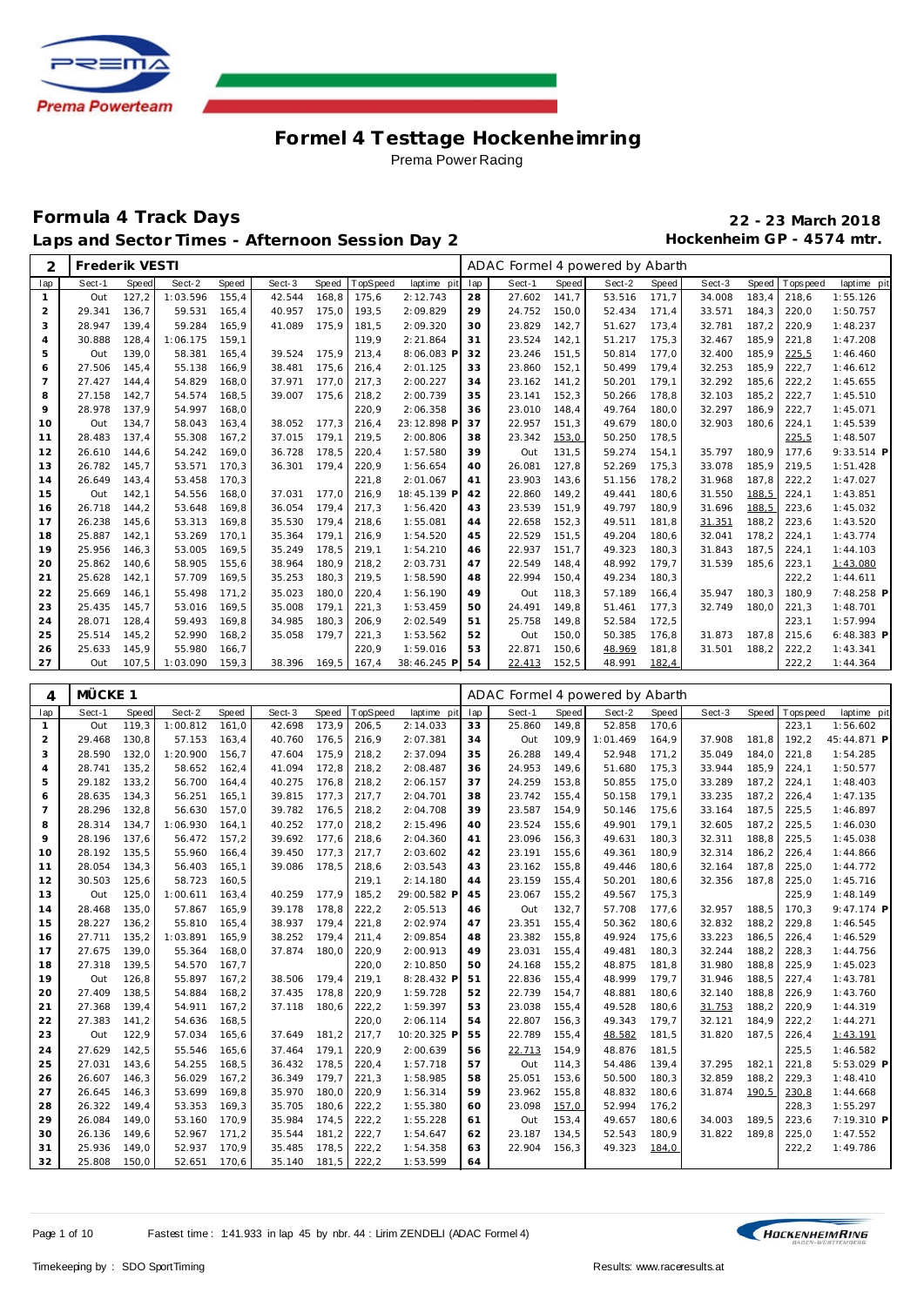# Formel 4 Testtage Hockenheimring

Prema Power Racing

## Formula 4 Track Days

## Laps and Sector Times - Afternoon Session Day 2

**22 - 23 March 2018**

**Hockenheim GP - 4574 mtr.**

| 2 | Frederik VESTI | | | | | | | | ADAC Formel 4 powered by Abarth | | | | | | | | |
|---|---|---|---|---|---|---|---|---|---|---|---|---|---|---|---|---|---|
| lap | Sect-1 | Speed | Sect-2 | Speed | Sect-3 | Speed | TopSpeed | laptime pit | lap | Sect-1 | Speed | Sect-2 | Speed | Sect-3 | Speed | Topspeed | laptime pit |
| 1 | Out | 127,2 | 1:03.596 | 155,4 | 42.544 | 168,8 | 175,6 | 2:12.743 | 28 | 27.602 | 141,7 | 53.516 | 171,7 | 34.008 | 183,4 | 218,6 | 1:55.126 |
| 2 | 29.341 | 136,7 | 59.531 | 165,4 | 40.957 | 175,0 | 193,5 | 2:09.829 | 29 | 24.752 | 150,0 | 52.434 | 171,4 | 33.571 | 184,3 | 220,0 | 1:50.757 |
| 3 | 28.947 | 139,4 | 59.284 | 165,9 | 41.089 | 175,9 | 181,5 | 2:09.320 | 30 | 23.829 | 142,7 | 51.627 | 173,4 | 32.781 | 187,2 | 220,9 | 1:48.237 |
| 4 | 30.888 | 128,4 | 1:06.175 | 159,1 | | | 119,9 | 2:21.864 | 31 | 23.524 | 142,1 | 51.217 | 175,3 | 32.467 | 185,9 | 221,8 | 1:47.208 |
| 5 | Out | 139,0 | 58.381 | 165,4 | 39.524 | 175,9 | 213,4 | 8:06.083 P | 32 | 23.246 | 151,5 | 50.814 | 177,0 | 32.400 | 185,9 | 225,5 | 1:46.460 |
| 6 | 27.506 | 145,4 | 55.138 | 166,9 | 38.481 | 175,6 | 216,4 | 2:01.125 | 33 | 23.860 | 152,1 | 50.499 | 179,4 | 32.253 | 185,9 | 222,7 | 1:46.612 |
| 7 | 27.427 | 144,4 | 54.829 | 168,0 | 37.971 | 177,0 | 217,3 | 2:00.227 | 34 | 23.162 | 141,2 | 50.201 | 179,1 | 32.292 | 185,6 | 222,2 | 1:45.655 |
| 8 | 27.158 | 142,7 | 54.574 | 168,5 | 39.007 | 175,6 | 218,2 | 2:00.739 | 35 | 23.141 | 152,3 | 50.266 | 178,8 | 32.103 | 185,2 | 222,7 | 1:45.510 |
| 9 | 28.978 | 137,9 | 54.997 | 168,0 | | | 220,9 | 2:06.358 | 36 | 23.010 | 148,4 | 49.764 | 180,0 | 32.297 | 186,9 | 222,7 | 1:45.071 |
| 10 | Out | 134,7 | 58.043 | 163,4 | 38.052 | 177,3 | 216,4 | 23:12.898 P | 37 | 22.957 | 151,3 | 49.679 | 180,0 | 32.903 | 180,6 | 224,1 | 1:45.539 |
| 11 | 28.483 | 137,4 | 55.308 | 167,2 | 37.015 | 179,1 | 219,5 | 2:00.806 | 38 | 23.342 | 153,0 | 50.250 | 178,5 | | | 225,5 | 1:48.507 |
| 12 | 26.610 | 144,6 | 54.242 | 169,0 | 36.728 | 178,5 | 220,4 | 1:57.580 | 39 | Out | 131,5 | 59.274 | 154,1 | 35.797 | 180,9 | 177,6 | 9:33.514 P |
| 13 | 26.782 | 145,7 | 53.571 | 170,3 | 36.301 | 179,4 | 220,9 | 1:56.654 | 40 | 26.081 | 127,8 | 52.269 | 175,3 | 33.078 | 185,9 | 219,5 | 1:51.428 |
| 14 | 26.649 | 143,4 | 53.458 | 170,3 | | | 221,8 | 2:01.067 | 41 | 23.903 | 143,6 | 51.156 | 178,2 | 31.968 | 187,8 | 222,2 | 1:47.027 |
| 15 | Out | 142,1 | 54.556 | 168,0 | 37.031 | 177,0 | 216,9 | 18:45.139 P | 42 | 22.860 | 149,2 | 49.441 | 180,6 | 31.550 | 188,5 | 224,1 | 1:43.851 |
| 16 | 26.718 | 144,2 | 53.648 | 169,8 | 36.054 | 179,4 | 217,3 | 1:56.420 | 43 | 23.539 | 151,9 | 49.797 | 180,9 | 31.696 | 188,5 | 223,6 | 1:45.032 |
| 17 | 26.238 | 145,6 | 53.313 | 169,8 | 35.530 | 179,4 | 218,6 | 1:55.081 | 44 | 22.658 | 152,3 | 49.511 | 181,8 | 31.351 | 188,2 | 223,6 | 1:43.520 |
| 18 | 25.887 | 142,1 | 53.269 | 170,1 | 35.364 | 179,1 | 216,9 | 1:54.520 | 45 | 22.529 | 151,5 | 49.204 | 180,6 | 32.041 | 178,2 | 224,1 | 1:43.774 |
| 19 | 25.956 | 146,3 | 53.005 | 169,5 | 35.249 | 178,5 | 219,1 | 1:54.210 | 46 | 22.937 | 151,7 | 49.323 | 180,3 | 31.843 | 187,5 | 224,1 | 1:44.103 |
| 20 | 25.862 | 140,6 | 58.905 | 155,6 | 38.964 | 180,9 | 218,2 | 2:03.731 | 47 | 22.549 | 148,4 | 48.992 | 179,7 | 31.539 | 185,6 | 223,1 | 1:43.080 |
| 21 | 25.628 | 142,1 | 57.709 | 169,5 | 35.253 | 180,3 | 219,5 | 1:58.590 | 48 | 22.994 | 150,4 | 49.234 | 180,3 | | | 222,2 | 1:44.611 |
| 22 | 25.669 | 146,1 | 55.498 | 171,2 | 35.023 | 180,0 | 220,4 | 1:56.190 | 49 | Out | 118,3 | 57.189 | 166,4 | 35.947 | 180,3 | 180,9 | 7:48.258 P |
| 23 | 25.435 | 145,7 | 53.016 | 169,5 | 35.008 | 179,1 | 221,3 | 1:53.459 | 50 | 24.491 | 149,8 | 51.461 | 177,3 | 32.749 | 180,0 | 221,3 | 1:48.701 |
| 24 | 28.071 | 128,4 | 59.493 | 169,8 | 34.985 | 180,3 | 206,9 | 2:02.549 | 51 | 25.758 | 149,8 | 52.584 | 172,5 | | | 223,1 | 1:57.994 |
| 25 | 25.514 | 145,2 | 52.990 | 168,2 | 35.058 | 179,7 | 221,3 | 1:53.562 | 52 | Out | 150,0 | 50.385 | 176,8 | 31.873 | 187,8 | 215,6 | 6:48.383 P |
| 26 | 25.633 | 145,9 | 55.980 | 166,7 | | | 220,9 | 1:59.016 | 53 | 22.871 | 150,6 | 48.969 | 181,8 | 31.501 | 188,2 | 222,2 | 1:43.341 |
| 27 | Out | 107,5 | 1:03.090 | 159,3 | 38.396 | 169,5 | 167,4 | 38:46.245 P | 54 | 22.413 | 152,5 | 48.991 | 182,4 | | | 222,2 | 1:44.364 |

| 4 | MÜCKE 1 | | | | | | | | ADAC Formel 4 powered by Abarth | | | | | | | | |
|---|---|---|---|---|---|---|---|---|---|---|---|---|---|---|---|---|---|
| lap | Sect-1 | Speed | Sect-2 | Speed | Sect-3 | Speed | TopSpeed | laptime pit | lap | Sect-1 | Speed | Sect-2 | Speed | Sect-3 | Speed | Topspeed | laptime pit |
| 1 | Out | 119,3 | 1:00.812 | 161,0 | 42.698 | 173,9 | 206,5 | 2:14.033 | 33 | 25.860 | 149,8 | 52.858 | 170,6 | | | 223,1 | 1:56.602 |
| 2 | 29.468 | 130,8 | 57.153 | 163,4 | 40.760 | 176,5 | 216,9 | 2:07.381 | 34 | Out | 109,9 | 1:01.469 | 164,9 | 37.908 | 181,8 | 192,2 | 45:44.871 P |
| 3 | 28.590 | 132,0 | 1:20.900 | 156,7 | 47.604 | 175,9 | 218,2 | 2:37.094 | 35 | 26.288 | 149,4 | 52.948 | 171,2 | 35.049 | 184,0 | 221,8 | 1:54.285 |
| 4 | 28.741 | 135,2 | 58.652 | 162,4 | 41.094 | 172,8 | 218,2 | 2:08.487 | 36 | 24.953 | 149,6 | 51.680 | 175,3 | 33.944 | 185,9 | 224,1 | 1:50.577 |
| 5 | 29.182 | 133,2 | 56.700 | 164,4 | 40.275 | 176,8 | 218,2 | 2:06.157 | 37 | 24.259 | 153,8 | 50.855 | 175,0 | 33.289 | 187,2 | 224,1 | 1:48.403 |
| 6 | 28.635 | 134,3 | 56.251 | 165,1 | 39.815 | 177,3 | 217,7 | 2:04.701 | 38 | 23.742 | 155,4 | 50.158 | 179,1 | 33.235 | 187,2 | 226,4 | 1:47.135 |
| 7 | 28.296 | 132,8 | 56.630 | 157,0 | 39.782 | 176,5 | 218,2 | 2:04.708 | 39 | 23.587 | 154,9 | 50.146 | 175,6 | 33.164 | 187,5 | 225,5 | 1:46.897 |
| 8 | 28.314 | 134,7 | 1:06.930 | 164,1 | 40.252 | 177,0 | 218,2 | 2:15.496 | 40 | 23.524 | 155,6 | 49.901 | 179,1 | 32.605 | 187,2 | 225,5 | 1:46.030 |
| 9 | 28.196 | 137,6 | 56.472 | 157,2 | 39.692 | 177,6 | 218,6 | 2:04.360 | 41 | 23.096 | 156,3 | 49.631 | 180,3 | 32.311 | 188,8 | 225,5 | 1:45.038 |
| 10 | 28.192 | 135,5 | 55.960 | 166,4 | 39.450 | 177,3 | 217,7 | 2:03.602 | 42 | 23.191 | 155,6 | 49.361 | 180,9 | 32.314 | 186,2 | 226,4 | 1:44.866 |
| 11 | 28.054 | 134,3 | 56.403 | 165,1 | 39.086 | 178,5 | 218,6 | 2:03.543 | 43 | 23.162 | 155,8 | 49.446 | 180,6 | 32.164 | 187,8 | 225,0 | 1:44.772 |
| 12 | 30.503 | 125,6 | 58.723 | 160,5 | | | 219,1 | 2:14.180 | 44 | 23.159 | 155,4 | 50.201 | 180,6 | 32.356 | 187,8 | 225,0 | 1:45.716 |
| 13 | Out | 125,0 | 1:00.611 | 163,4 | 40.259 | 177,9 | 185,2 | 29:00.582 P | 45 | 23.067 | 155,2 | 49.567 | 175,3 | | | 225,9 | 1:48.149 |
| 14 | 28.468 | 135,0 | 57.867 | 165,9 | 39.178 | 178,8 | 222,2 | 2:05.513 | 46 | Out | 132,7 | 57.708 | 177,6 | 32.957 | 188,5 | 170,3 | 9:47.174 P |
| 15 | 28.227 | 136,2 | 55.810 | 165,4 | 38.937 | 179,4 | 221,8 | 2:02.974 | 47 | 23.351 | 155,4 | 50.362 | 180,6 | 32.832 | 188,2 | 229,8 | 1:46.545 |
| 16 | 27.711 | 135,2 | 1:03.891 | 165,9 | 38.252 | 179,4 | 211,4 | 2:09.854 | 48 | 23.382 | 155,8 | 49.924 | 175,6 | 33.223 | 186,5 | 226,4 | 1:46.529 |
| 17 | 27.675 | 139,0 | 55.364 | 168,0 | 37.874 | 180,0 | 220,9 | 2:00.913 | 49 | 23.031 | 155,4 | 49.481 | 180,3 | 32.244 | 188,2 | 228,3 | 1:44.756 |
| 18 | 27.318 | 139,5 | 54.570 | 167,7 | | | 220,0 | 2:10.850 | 50 | 24.168 | 155,2 | 48.875 | 181,8 | 31.980 | 188,8 | 225,9 | 1:45.023 |
| 19 | Out | 126,8 | 55.897 | 167,2 | 38.506 | 179,4 | 219,1 | 8:28.432 P | 51 | 22.836 | 155,4 | 48.999 | 179,7 | 31.946 | 188,5 | 227,4 | 1:43.781 |
| 20 | 27.409 | 138,5 | 54.884 | 168,2 | 37.435 | 178,8 | 220,9 | 1:59.728 | 52 | 22.739 | 154,7 | 48.881 | 180,6 | 32.140 | 188,8 | 226,9 | 1:43.760 |
| 21 | 27.368 | 139,4 | 54.911 | 167,2 | 37.118 | 180,6 | 222,2 | 1:59.397 | 53 | 23.038 | 155,4 | 49.528 | 180,6 | 31.753 | 188,2 | 220,9 | 1:44.319 |
| 22 | 27.383 | 141,2 | 54.636 | 168,5 | | | 220,0 | 2:06.114 | 54 | 22.807 | 156,3 | 49.343 | 179,7 | 32.121 | 184,9 | 222,2 | 1:44.271 |
| 23 | Out | 122,9 | 57.034 | 165,6 | 37.649 | 181,2 | 217,7 | 10:20.325 P | 55 | 22.789 | 155,4 | 48.582 | 181,5 | 31.820 | 187,5 | 226,4 | 1:43.191 |
| 24 | 27.629 | 142,5 | 55.546 | 165,6 | 37.464 | 179,1 | 220,9 | 2:00.639 | 56 | 22.713 | 154,9 | 48.876 | 181,5 | | | 225,5 | 1:46.582 |
| 25 | 27.031 | 143,6 | 54.255 | 168,5 | 36.432 | 178,5 | 220,4 | 1:57.718 | 57 | Out | 114,3 | 54.486 | 139,4 | 37.295 | 182,1 | 221,8 | 5:53.029 P |
| 26 | 26.607 | 146,3 | 56.029 | 167,2 | 36.349 | 179,7 | 221,3 | 1:58.985 | 58 | 25.051 | 153,6 | 50.500 | 180,3 | 32.859 | 188,2 | 229,3 | 1:48.410 |
| 27 | 26.645 | 146,3 | 53.699 | 169,8 | 35.970 | 180,0 | 220,9 | 1:56.314 | 59 | 23.962 | 155,8 | 48.832 | 180,6 | 31.874 | 190,5 | 230,8 | 1:44.668 |
| 28 | 26.322 | 149,4 | 53.353 | 169,3 | 35.705 | 180,6 | 222,2 | 1:55.380 | 60 | 23.098 | 157,0 | 52.994 | 176,2 | | | 228,3 | 1:55.297 |
| 29 | 26.084 | 149,0 | 53.160 | 170,9 | 35.984 | 174,5 | 222,2 | 1:55.228 | 61 | Out | 153,4 | 49.657 | 180,6 | 34.003 | 189,5 | 223,6 | 7:19.310 P |
| 30 | 26.136 | 149,6 | 52.967 | 171,2 | 35.544 | 181,2 | 222,7 | 1:54.647 | 62 | 23.187 | 134,5 | 52.543 | 180,9 | 31.822 | 189,8 | 225,0 | 1:47.552 |
| 31 | 25.936 | 149,0 | 52.937 | 170,9 | 35.485 | 178,5 | 222,2 | 1:54.358 | 63 | 22.904 | 156,3 | 49.323 | 184,0 | | | 222,2 | 1:49.786 |
| 32 | 25.808 | 150,0 | 52.651 | 170,6 | 35.140 | 181,5 | 222,2 | 1:53.599 | 64 | | | | | | | | |

Fastest time : 1:41.933 in lap 45 by nbr. 44 : Lirim ZENDELI (ADAC Formel 4)

Timekeeping by : SDO SportTiming

Results: www.raceresults.at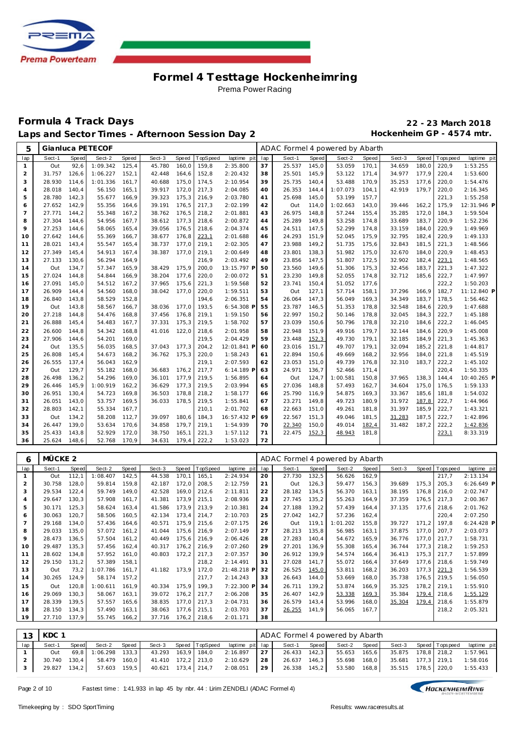# Formel 4 Testtage Hockenheimring

Prema Power Racing

## Formula 4 Track Days

## Laps and Sector Times - Afternoon Session Day 2

**22 - 23 March 2018**
**Hockenheim GP - 4574 mtr.**

| 5 | Gianluca PETECOF | | | | | | | | ADAC Formel 4 powered by Abarth | | | | | | | | |
|---|---|---|---|---|---|---|---|---|---|---|---|---|---|---|---|---|---|
| lap | Sect-1 | Speed | Sect-2 | Speed | Sect-3 | Speed | TopSpeed | laptime pit | lap | Sect-1 | Speed | Sect-2 | Speed | Sect-3 | Speed | Topspeed | laptime pit |
| 1 | Out | 92,6 | 1:09.342 | 125,4 | 45.780 | 160,0 | 159,8 | 2:35.800 | 37 | 25.537 | 145,0 | 53.059 | 170,1 | 34.659 | 180,0 | 220,9 | 1:53.255 |
| 2 | 31.757 | 126,6 | 1:06.227 | 152,1 | 42.448 | 164,6 | 152,8 | 2:20.432 | 38 | 25.501 | 145,9 | 53.122 | 171,4 | 34.977 | 177,9 | 220,4 | 1:53.600 |
| 3 | 28.930 | 114,6 | 1:01.336 | 161,7 | 40.688 | 175,0 | 174,5 | 2:10.954 | 39 | 25.735 | 140,4 | 53.488 | 170,9 | 35.253 | 177,6 | 220,0 | 1:54.476 |
| 4 | 28.018 | 140,4 | 56.150 | 165,1 | 39.917 | 172,0 | 217,3 | 2:04.085 | 40 | 26.353 | 144,4 | 1:07.073 | 104,1 | 42.919 | 179,7 | 220,0 | 2:16.345 |
| 5 | 28.780 | 142,3 | 55.677 | 166,9 | 39.323 | 175,3 | 216,9 | 2:03.780 | 41 | 25.698 | 145,0 | 53.199 | 157,7 | | | 221,3 | 1:55.258 |
| 6 | 27.652 | 142,9 | 55.356 | 164,6 | 39.191 | 176,5 | 217,3 | 2:02.199 | 42 | Out | 114,0 | 1:02.663 | 143,0 | 39.446 | 162,2 | 175,9 | 12:31.946 P |
| 7 | 27.771 | 144,2 | 55.348 | 167,2 | 38.762 | 176,5 | 218,2 | 2:01.881 | 43 | 26.975 | 148,8 | 57.244 | 155,4 | 35.285 | 172,0 | 184,3 | 1:59.504 |
| 8 | 27.304 | 144,6 | 54.956 | 167,7 | 38.612 | 177,3 | 218,6 | 2:00.872 | 44 | 25.289 | 149,8 | 53.258 | 174,8 | 33.689 | 183,7 | 220,9 | 1:52.236 |
| 9 | 27.253 | 144,6 | 58.065 | 165,4 | 39.056 | 176,5 | 218,6 | 2:04.374 | 45 | 24.511 | 147,5 | 52.299 | 174,8 | 33.159 | 184,0 | 220,9 | 1:49.969 |
| 10 | 27.642 | 144,6 | 55.369 | 166,9 | 38.677 | 176,8 | 223,1 | 2:01.688 | 46 | 24.293 | 151,9 | 52.045 | 175,9 | 32.795 | 182,4 | 220,9 | 1:49.133 |
| 11 | 28.021 | 143,4 | 55.547 | 165,4 | 38.737 | 177,0 | 219,1 | 2:02.305 | 47 | 23.988 | 149,2 | 51.735 | 175,6 | 32.843 | 181,5 | 221,3 | 1:48.566 |
| 12 | 27.349 | 145,4 | 54.913 | 167,4 | 38.387 | 177,0 | 219,1 | 2:00.649 | 48 | 23.801 | 138,3 | 51.982 | 175,0 | 32.670 | 184,0 | 220,9 | 1:48.453 |
| 13 | 27.133 | 130,6 | 56.294 | 164,9 | | | 216,9 | 2:03.492 | 49 | 23.856 | 147,5 | 51.807 | 172,5 | 32.902 | 182,4 | 223,1 | 1:48.565 |
| 14 | Out | 134,7 | 57.347 | 165,9 | 38.429 | 175,9 | 200,0 | 13:15.797 P | 50 | 23.560 | 149,6 | 51.306 | 175,3 | 32.456 | 183,7 | 221,3 | 1:47.322 |
| 15 | 27.024 | 144,8 | 54.844 | 166,9 | 38.204 | 177,6 | 220,0 | 2:00.072 | 51 | 23.230 | 149,8 | 52.055 | 174,8 | 32.712 | 185,6 | 222,7 | 1:47.997 |
| 16 | 27.091 | 145,0 | 54.512 | 167,2 | 37.965 | 175,6 | 221,3 | 1:59.568 | 52 | 23.741 | 150,4 | 51.052 | 177,6 | | | 222,2 | 1:50.203 |
| 17 | 26.909 | 144,4 | 54.560 | 168,0 | 38.042 | 177,0 | 220,0 | 1:59.511 | 53 | Out | 127,1 | 57.714 | 158,1 | 37.296 | 166,9 | 182,7 | 11:12.840 P |
| 18 | 26.840 | 143,8 | 58.529 | 152,8 | | | 194,6 | 2:06.351 | 54 | 26.064 | 147,3 | 56.049 | 169,3 | 34.349 | 183,7 | 178,5 | 1:56.462 |
| 19 | Out | 143,8 | 58.567 | 166,7 | 38.036 | 177,0 | 193,5 | 6:54.308 P | 55 | 23.787 | 146,5 | 51.353 | 178,8 | 32.548 | 184,6 | 220,9 | 1:47.688 |
| 20 | 27.218 | 144,8 | 54.476 | 168,8 | 37.456 | 176,8 | 219,1 | 1:59.150 | 56 | 22.997 | 150,2 | 50.146 | 178,8 | 32.045 | 184,3 | 222,7 | 1:45.188 |
| 21 | 26.888 | 145,4 | 54.483 | 167,7 | 37.331 | 175,3 | 219,5 | 1:58.702 | 57 | 23.039 | 150,6 | 50.796 | 178,8 | 32.210 | 184,6 | 222,2 | 1:46.045 |
| 22 | 26.600 | 144,8 | 54.342 | 168,8 | 41.016 | 122,0 | 218,6 | 2:01.958 | 58 | 22.948 | 151,9 | 49.916 | 179,7 | 32.144 | 184,6 | 220,9 | 1:45.008 |
| 23 | 27.906 | 144,6 | 54.201 | 169,0 | | | 219,5 | 2:04.429 | 59 | 23.448 | 152,3 | 49.730 | 179,1 | 32.185 | 184,9 | 221,3 | 1:45.363 |
| 24 | Out | 135,5 | 56.035 | 168,5 | 37.043 | 177,3 | 204,2 | 12:01.841 P | 60 | 23.016 | 151,7 | 49.707 | 179,1 | 32.094 | 185,2 | 221,8 | 1:44.817 |
| 25 | 26.808 | 145,4 | 54.673 | 168,2 | 36.762 | 175,3 | 220,0 | 1:58.243 | 61 | 22.894 | 150,6 | 49.669 | 168,2 | 32.956 | 184,0 | 221,8 | 1:45.519 |
| 26 | 26.555 | 137,4 | 56.043 | 162,9 | | | 219,1 | 2:07.593 | 62 | 23.053 | 151,0 | 49.739 | 176,8 | 32.310 | 183,7 | 222,2 | 1:45.102 |
| 27 | Out | 129,7 | 55.182 | 168,0 | 36.683 | 176,2 | 217,7 | 6:14.189 P | 63 | 24.971 | 136,7 | 52.466 | 171,4 | | | 220,4 | 1:50.335 |
| 28 | 26.498 | 136,2 | 54.296 | 169,0 | 36.101 | 177,9 | 219,5 | 1:56.895 | 64 | Out | 124,7 | 1:00.581 | 150,8 | 37.965 | 138,3 | 144,4 | 10:40.265 P |
| 29 | 26.446 | 145,9 | 1:00.919 | 162,2 | 36.629 | 177,3 | 219,5 | 2:03.994 | 65 | 27.036 | 148,8 | 57.493 | 162,7 | 34.604 | 175,0 | 176,5 | 1:59.133 |
| 30 | 26.951 | 130,4 | 54.723 | 169,8 | 36.503 | 178,8 | 218,2 | 1:58.177 | 66 | 25.790 | 116,9 | 54.875 | 169,3 | 33.367 | 185,6 | 181,8 | 1:54.032 |
| 31 | 26.051 | 143,0 | 53.757 | 169,5 | 36.033 | 178,5 | 219,5 | 1:55.841 | 67 | 23.271 | 149,8 | 49.723 | 180,9 | 31.972 | 187,8 | 222,7 | 1:44.966 |
| 32 | 28.803 | 142,1 | 55.334 | 167,7 | | | 210,1 | 2:01.702 | 68 | 22.663 | 151,0 | 49.261 | 181,8 | 31.397 | 185,9 | 222,7 | 1:43.321 |
| 33 | Out | 134,2 | 58.208 | 112,7 | 39.097 | 180,6 | 184,3 | 16:57.432 P | 69 | 22.567 | 151,3 | 49.046 | 181,5 | 31.283 | 187,5 | 222,7 | 1:42.896 |
| 34 | 26.447 | 139,0 | 53.634 | 170,6 | 34.858 | 179,7 | 219,1 | 1:54.939 | 70 | 22.340 | 150,0 | 49.014 | 182,4 | 31.482 | 187,2 | 222,2 | 1:42.836 |
| 35 | 25.433 | 143,8 | 52.929 | 172,0 | 38.750 | 165,1 | 221,3 | 1:57.112 | 71 | 22.475 | 152,3 | 48.943 | 181,8 | | | 223,1 | 8:33.319 |
| 36 | 25.624 | 148,6 | 52.768 | 170,9 | 34.631 | 179,4 | 222,2 | 1:53.023 | 72 | | | | | | | | |

| 6 | MÜCKE 2 | | | | | | | | ADAC Formel 4 powered by Abarth | | | | | | | | |
|---|---|---|---|---|---|---|---|---|---|---|---|---|---|---|---|---|---|
| lap | Sect-1 | Speed | Sect-2 | Speed | Sect-3 | Speed | TopSpeed | laptime pit | lap | Sect-1 | Speed | Sect-2 | Speed | Sect-3 | Speed | Topspeed | laptime pit |
| 1 | Out | 112,1 | 1:08.407 | 142,5 | 44.538 | 170,1 | 165,1 | 2:24.934 | 20 | 27.730 | 132,5 | 56.626 | 162,9 | | | 217,7 | 2:13.134 |
| 2 | 30.758 | 128,0 | 59.814 | 159,8 | 42.187 | 172,0 | 208,5 | 2:12.759 | 21 | Out | 126,3 | 59.477 | 156,3 | 39.689 | 175,3 | 205,3 | 6:26.649 P |
| 3 | 29.534 | 122,4 | 59.749 | 149,0 | 42.528 | 169,0 | 212,6 | 2:11.811 | 22 | 28.182 | 134,5 | 56.370 | 163,1 | 38.195 | 176,8 | 216,0 | 2:02.747 |
| 4 | 29.647 | 130,3 | 57.908 | 161,7 | 41.381 | 173,9 | 215,1 | 2:08.936 | 23 | 27.745 | 135,2 | 55.263 | 164,9 | 37.359 | 176,5 | 217,3 | 2:00.367 |
| 5 | 30.171 | 125,3 | 58.624 | 163,4 | 41.586 | 173,9 | 213,9 | 2:10.381 | 24 | 27.188 | 139,2 | 57.439 | 164,4 | 37.135 | 177,6 | 218,6 | 2:01.762 |
| 6 | 30.063 | 120,7 | 58.506 | 160,5 | 42.134 | 173,4 | 214,7 | 2:10.703 | 25 | 27.042 | 142,7 | 57.236 | 162,4 | | | 220,4 | 2:07.250 |
| 7 | 29.168 | 134,0 | 57.436 | 164,6 | 40.571 | 175,9 | 215,6 | 2:07.175 | 26 | Out | 119,1 | 1:01.202 | 155,8 | 39.727 | 171,2 | 197,8 | 6:24.428 P |
| 8 | 29.033 | 135,0 | 57.072 | 161,2 | 41.044 | 175,6 | 216,9 | 2:07.149 | 27 | 28.213 | 135,8 | 56.985 | 163,1 | 37.875 | 177,0 | 207,7 | 2:03.073 |
| 9 | 28.473 | 136,5 | 57.504 | 161,2 | 40.449 | 175,6 | 216,9 | 2:06.426 | 28 | 27.283 | 140,4 | 54.672 | 165,9 | 36.776 | 177,0 | 217,7 | 1:58.731 |
| 10 | 29.487 | 135,3 | 57.456 | 162,4 | 40.317 | 176,2 | 216,9 | 2:07.260 | 29 | 27.201 | 136,9 | 55.308 | 165,4 | 36.744 | 177,3 | 218,2 | 1:59.253 |
| 11 | 28.602 | 134,8 | 57.952 | 161,0 | 40.803 | 172,2 | 217,3 | 2:07.357 | 30 | 26.912 | 139,9 | 54.574 | 166,4 | 36.413 | 175,3 | 217,7 | 1:57.899 |
| 12 | 29.150 | 131,2 | 57.389 | 158,1 | | | 218,2 | 2:14.491 | 31 | 27.028 | 141,7 | 55.072 | 166,4 | 37.649 | 177,6 | 218,6 | 1:59.749 |
| 13 | Out | 73,2 | 1:07.786 | 161,7 | 41.182 | 173,9 | 172,0 | 21:48.218 P | 32 | 26.525 | 145,0 | 53.811 | 168,2 | 36.203 | 177,3 | 221,3 | 1:56.539 |
| 14 | 30.265 | 124,9 | 58.174 | 157,2 | | | 217,7 | 2:14.243 | 33 | 26.643 | 144,0 | 53.669 | 168,0 | 35.738 | 176,5 | 219,5 | 1:56.050 |
| 15 | Out | 120,8 | 1:00.611 | 161,9 | 40.334 | 175,9 | 199,3 | 7:22.300 P | 34 | 26.711 | 139,2 | 53.874 | 166,9 | 35.325 | 178,2 | 219,1 | 1:55.910 |
| 16 | 29.069 | 130,3 | 58.067 | 163,1 | 39.072 | 176,2 | 217,7 | 2:06.208 | 35 | 26.407 | 142,9 | 53.338 | 169,3 | 35.384 | 179,4 | 218,6 | 1:55.129 |
| 17 | 28.339 | 139,5 | 57.557 | 165,6 | 38.835 | 177,0 | 217,3 | 2:04.731 | 36 | 26.579 | 143,4 | 53.996 | 168,0 | 35.304 | 179,4 | 218,6 | 1:55.879 |
| 18 | 28.150 | 134,3 | 57.490 | 163,1 | 38.063 | 177,6 | 215,1 | 2:03.703 | 37 | 26.255 | 141,9 | 56.065 | 167,7 | | | 218,2 | 2:05.321 |
| 19 | 27.710 | 137,9 | 55.745 | 166,2 | 37.716 | 176,2 | 218,6 | 2:01.171 | 38 | | | | | | | | |

| 13 | KDC 1 | | | | | | | | ADAC Formel 4 powered by Abarth | | | | | | | | |
|---|---|---|---|---|---|---|---|---|---|---|---|---|---|---|---|---|---|
| lap | Sect-1 | Speed | Sect-2 | Speed | Sect-3 | Speed | TopSpeed | laptime pit | lap | Sect-1 | Speed | Sect-2 | Speed | Sect-3 | Speed | Topspeed | laptime pit |
| 1 | Out | 69,8 | 1:06.298 | 133,3 | 43.293 | 163,9 | 184,0 | 2:16.897 | 27 | 26.433 | 142,3 | 55.653 | 165,6 | 35.875 | 178,8 | 218,2 | 1:57.961 |
| 2 | 30.740 | 130,4 | 58.479 | 160,0 | 41.410 | 172,2 | 213,0 | 2:10.629 | 28 | 26.637 | 146,3 | 55.698 | 168,0 | 35.681 | 177,3 | 219,1 | 1:58.016 |
| 3 | 29.827 | 134,2 | 57.603 | 159,5 | 40.621 | 173,4 | 214,7 | 2:08.051 | 29 | 26.338 | 145,2 | 53.580 | 168,8 | 35.515 | 178,5 | 220,0 | 1:55.433 |

Fastest time : 1:41.933 in lap 45 by nbr. 44 : Lirim ZENDELI (ADAC Formel 4)

Timekeeping by : SDO SportTiming

Results: www.raceresults.at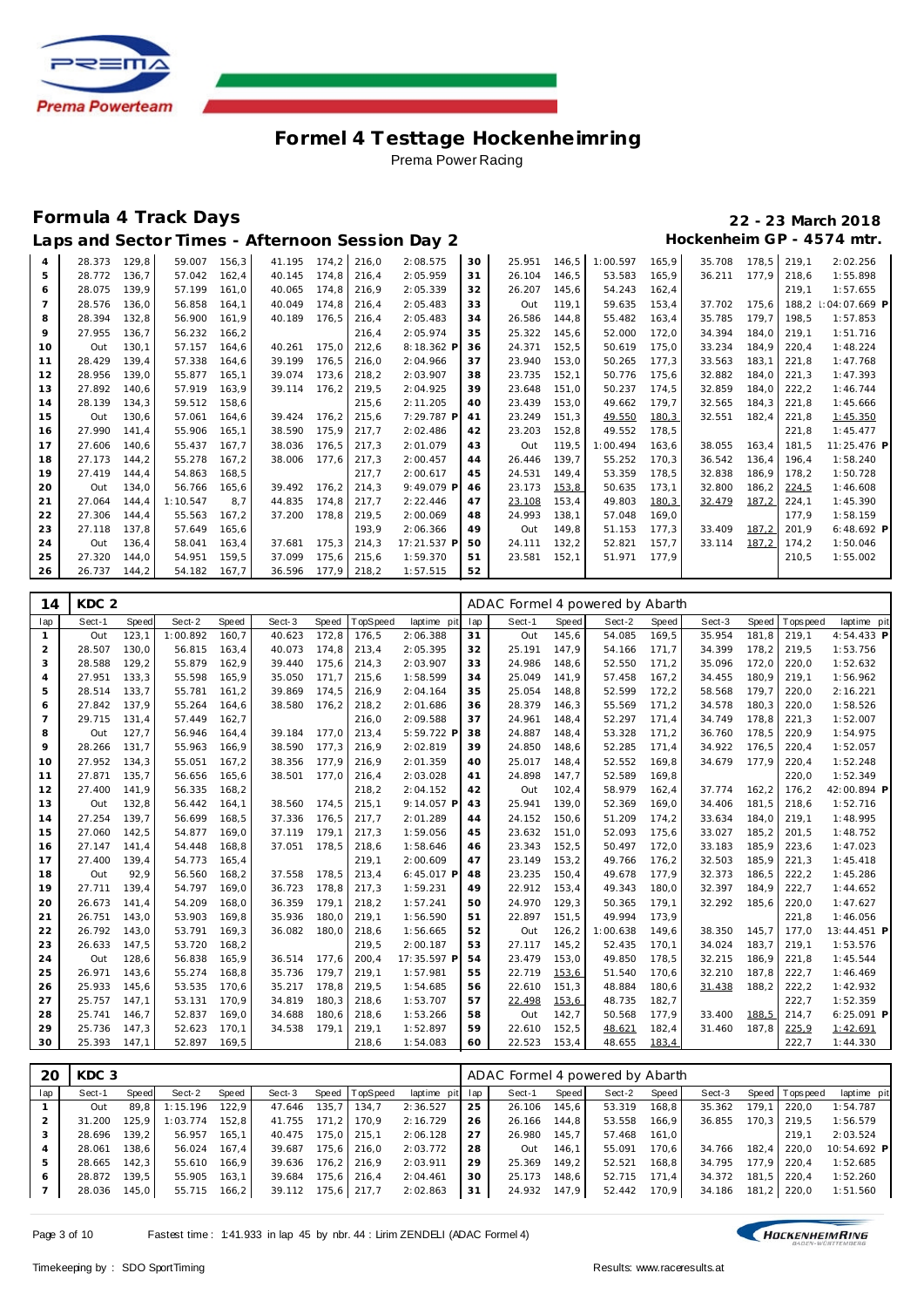# Formel 4 Testtage Hockenheimring

Prema Power Racing

## Formula 4 Track Days

**22 - 23 March 2018**

### Laps and Sector Times - Afternoon Session Day 2

**Hockenheim GP - 4574 mtr.**

| lap | Sect-1 | Speed | Sect-2 | Speed | Sect-3 | Speed | TopSpeed | laptime pit | lap | Sect-1 | Speed | Sect-2 | Speed | Sect-3 | Speed | Topspeed | laptime pit |
|---|---|---|---|---|---|---|---|---|---|---|---|---|---|---|---|---|---|
| 4 | 28.373 | 129,8 | 59.007 | 156,3 | 41.195 | 174,2 | 216,0 | 2:08.575 | 30 | 25.951 | 146,5 | 1:00.597 | 165,9 | 35.708 | 178,5 | 219,1 | 2:02.256 |
| 5 | 28.772 | 136,7 | 57.042 | 162,4 | 40.145 | 174,8 | 216,4 | 2:05.959 | 31 | 26.104 | 146,5 | 53.583 | 165,9 | 36.211 | 177,9 | 218,6 | 1:55.898 |
| 6 | 28.075 | 139,9 | 57.199 | 161,0 | 40.065 | 174,8 | 216,9 | 2:05.339 | 32 | 26.207 | 145,6 | 54.243 | 162,4 | | | 219,1 | 1:57.655 |
| 7 | 28.576 | 136,0 | 56.858 | 164,1 | 40.049 | 174,8 | 216,4 | 2:05.483 | 33 | Out | 119,1 | 59.635 | 153,4 | 37.702 | 175,6 | 188,2 | 1:04:07.669 P |
| 8 | 28.394 | 132,8 | 56.900 | 161,9 | 40.189 | 176,5 | 216,4 | 2:05.483 | 34 | 26.586 | 144,8 | 55.482 | 163,4 | 35.785 | 179,7 | 198,5 | 1:57.853 |
| 9 | 27.955 | 136,7 | 56.232 | 166,2 | | | 216,4 | 2:05.974 | 35 | 25.322 | 145,6 | 52.000 | 172,0 | 34.394 | 184,0 | 219,1 | 1:51.716 |
| 10 | Out | 130,1 | 57.157 | 164,6 | 40.261 | 175,0 | 212,6 | 8:18.362 P | 36 | 24.371 | 152,5 | 50.619 | 175,0 | 33.234 | 184,9 | 220,4 | 1:48.224 |
| 11 | 28.429 | 139,4 | 57.338 | 164,6 | 39.199 | 176,5 | 216,0 | 2:04.966 | 37 | 23.940 | 153,0 | 50.265 | 177,3 | 33.563 | 183,1 | 221,8 | 1:47.768 |
| 12 | 28.956 | 139,0 | 55.877 | 165,1 | 39.074 | 173,6 | 218,2 | 2:03.907 | 38 | 23.735 | 152,1 | 50.776 | 175,6 | 32.882 | 184,0 | 221,3 | 1:47.393 |
| 13 | 27.892 | 140,6 | 57.919 | 163,9 | 39.114 | 176,2 | 219,5 | 2:04.925 | 39 | 23.648 | 151,0 | 50.237 | 174,5 | 32.859 | 184,0 | 222,2 | 1:46.744 |
| 14 | 28.139 | 134,3 | 59.512 | 158,6 | | | 215,6 | 2:11.205 | 40 | 23.439 | 153,0 | 49.662 | 179,7 | 32.565 | 184,3 | 221,8 | 1:45.666 |
| 15 | Out | 130,6 | 57.061 | 164,6 | 39.424 | 176,2 | 215,6 | 7:29.787 P | 41 | 23.249 | 151,3 | 49.550 | 180,3 | 32.551 | 182,4 | 221,8 | 1:45.350 |
| 16 | 27.990 | 141,4 | 55.906 | 165,1 | 38.590 | 175,9 | 217,7 | 2:02.486 | 42 | 23.203 | 152,8 | 49.552 | 178,5 | | | 221,8 | 1:45.477 |
| 17 | 27.606 | 140,6 | 55.437 | 167,7 | 38.036 | 176,5 | 217,3 | 2:01.079 | 43 | Out | 119,5 | 1:00.494 | 163,6 | 38.055 | 163,4 | 181,5 | 11:25.476 P |
| 18 | 27.173 | 144,2 | 55.278 | 167,2 | 38.006 | 177,6 | 217,3 | 2:00.457 | 44 | 26.446 | 139,7 | 55.252 | 170,3 | 36.542 | 136,4 | 196,4 | 1:58.240 |
| 19 | 27.419 | 144,4 | 54.863 | 168,5 | | | 217,7 | 2:00.617 | 45 | 24.531 | 149,4 | 53.359 | 178,5 | 32.838 | 186,9 | 178,2 | 1:50.728 |
| 20 | Out | 134,0 | 56.766 | 165,6 | 39.492 | 176,2 | 214,3 | 9:49.079 P | 46 | 23.173 | 153,8 | 50.635 | 173,1 | 32.800 | 186,2 | 224,5 | 1:46.608 |
| 21 | 27.064 | 144,4 | 1:10.547 | 8,7 | 44.835 | 174,8 | 217,7 | 2:22.446 | 47 | 23.108 | 153,4 | 49.803 | 180,3 | 32.479 | 187,2 | 224,1 | 1:45.390 |
| 22 | 27.306 | 144,4 | 55.563 | 167,2 | 37.200 | 178,8 | 219,5 | 2:00.069 | 48 | 24.993 | 138,1 | 57.048 | 169,0 | | | 177,9 | 1:58.159 |
| 23 | 27.118 | 137,8 | 57.649 | 165,6 | | | 193,9 | 2:06.366 | 49 | Out | 149,8 | 51.153 | 177,3 | 33.409 | 187,2 | 201,9 | 6:48.692 P |
| 24 | Out | 136,4 | 58.041 | 163,4 | 37.681 | 175,3 | 214,3 | 17:21.537 P | 50 | 24.111 | 132,2 | 52.821 | 157,7 | 33.114 | 187,2 | 174,2 | 1:50.046 |
| 25 | 27.320 | 144,0 | 54.951 | 159,5 | 37.099 | 175,6 | 215,6 | 1:59.370 | 51 | 23.581 | 152,1 | 51.971 | 177,9 | | | 210,5 | 1:55.002 |
| 26 | 26.737 | 144,2 | 54.182 | 167,7 | 36.596 | 177,9 | 218,2 | 1:57.515 | 52 | | | | | | | | |

| 14 | KDC 2 | | | | | | | | ADAC Formel 4 powered by Abarth | | | | | | | | |
|---|---|---|---|---|---|---|---|---|---|---|---|---|---|---|---|---|---|
| lap | Sect-1 | Speed | Sect-2 | Speed | Sect-3 | Speed | TopSpeed | laptime pit | lap | Sect-1 | Speed | Sect-2 | Speed | Sect-3 | Speed | Topspeed | laptime pit |
| 1 | Out | 123,1 | 1:00.892 | 160,7 | 40.623 | 172,8 | 176,5 | 2:06.388 | 31 | Out | 145,6 | 54.085 | 169,5 | 35.954 | 181,8 | 219,1 | 4:54.433 P |
| 2 | 28.507 | 130,0 | 56.815 | 163,4 | 40.073 | 174,8 | 213,4 | 2:05.395 | 32 | 25.191 | 147,9 | 54.166 | 171,7 | 34.399 | 178,2 | 219,5 | 1:53.756 |
| 3 | 28.588 | 129,2 | 55.879 | 162,9 | 39.440 | 175,6 | 214,3 | 2:03.907 | 33 | 24.986 | 148,6 | 52.550 | 171,2 | 35.096 | 172,0 | 220,0 | 1:52.632 |
| 4 | 27.951 | 133,3 | 55.598 | 165,9 | 35.050 | 171,7 | 215,6 | 1:58.599 | 34 | 25.049 | 141,9 | 57.458 | 167,2 | 34.455 | 180,9 | 219,1 | 1:56.962 |
| 5 | 28.514 | 133,7 | 55.781 | 161,2 | 39.869 | 174,5 | 216,9 | 2:04.164 | 35 | 25.054 | 148,8 | 52.599 | 172,2 | 58.568 | 179,7 | 220,0 | 2:16.221 |
| 6 | 27.842 | 137,9 | 55.264 | 164,6 | 38.580 | 176,2 | 218,2 | 2:01.686 | 36 | 28.379 | 146,3 | 55.569 | 171,2 | 34.578 | 180,3 | 220,0 | 1:58.526 |
| 7 | 29.715 | 131,4 | 57.449 | 162,7 | | | 216,0 | 2:09.588 | 37 | 24.961 | 148,4 | 52.297 | 171,4 | 34.749 | 178,8 | 221,3 | 1:52.007 |
| 8 | Out | 127,7 | 56.946 | 164,4 | 39.184 | 177,0 | 213,4 | 5:59.722 P | 38 | 24.887 | 148,4 | 53.328 | 171,2 | 36.760 | 178,5 | 220,9 | 1:54.975 |
| 9 | 28.266 | 131,7 | 55.963 | 166,9 | 38.590 | 177,3 | 216,9 | 2:02.819 | 39 | 24.850 | 148,6 | 52.285 | 171,4 | 34.922 | 176,5 | 220,4 | 1:52.057 |
| 10 | 27.952 | 134,3 | 55.051 | 167,2 | 38.356 | 177,9 | 216,9 | 2:01.359 | 40 | 25.017 | 148,4 | 52.552 | 169,8 | 34.679 | 177,9 | 220,4 | 1:52.248 |
| 11 | 27.871 | 135,7 | 56.656 | 165,6 | 38.501 | 177,0 | 216,4 | 2:03.028 | 41 | 24.898 | 147,7 | 52.589 | 169,8 | | | 220,0 | 1:52.349 |
| 12 | 27.400 | 141,9 | 56.335 | 168,2 | | | 218,2 | 2:04.152 | 42 | Out | 102,4 | 58.979 | 162,4 | 37.774 | 162,2 | 176,2 | 42:00.894 P |
| 13 | Out | 132,8 | 56.442 | 164,1 | 38.560 | 174,5 | 215,1 | 9:14.057 P | 43 | 25.941 | 139,0 | 52.369 | 169,0 | 34.406 | 181,5 | 218,6 | 1:52.716 |
| 14 | 27.254 | 139,7 | 56.699 | 168,5 | 37.336 | 176,5 | 217,7 | 2:01.289 | 44 | 24.152 | 150,6 | 51.209 | 174,2 | 33.634 | 184,0 | 219,1 | 1:48.995 |
| 15 | 27.060 | 142,5 | 54.877 | 169,0 | 37.119 | 179,1 | 217,3 | 1:59.056 | 45 | 23.632 | 151,0 | 52.093 | 175,6 | 33.027 | 185,2 | 201,5 | 1:48.752 |
| 16 | 27.147 | 141,4 | 54.448 | 168,8 | 37.051 | 178,5 | 218,6 | 1:58.646 | 46 | 23.343 | 152,5 | 50.497 | 172,0 | 33.183 | 185,9 | 223,6 | 1:47.023 |
| 17 | 27.400 | 139,4 | 54.773 | 165,4 | | | 219,1 | 2:00.609 | 47 | 23.149 | 153,2 | 49.766 | 176,2 | 32.503 | 185,9 | 221,3 | 1:45.418 |
| 18 | Out | 92,9 | 56.560 | 168,2 | 37.558 | 178,5 | 213,4 | 6:45.017 P | 48 | 23.235 | 150,4 | 49.678 | 177,9 | 32.373 | 186,5 | 222,2 | 1:45.286 |
| 19 | 27.711 | 139,4 | 54.797 | 169,0 | 36.723 | 178,8 | 217,3 | 1:59.231 | 49 | 22.912 | 153,4 | 49.343 | 180,0 | 32.397 | 184,9 | 222,7 | 1:44.652 |
| 20 | 26.673 | 141,4 | 54.209 | 168,0 | 36.359 | 179,1 | 218,2 | 1:57.241 | 50 | 24.970 | 129,3 | 50.365 | 179,1 | 32.292 | 185,6 | 220,0 | 1:47.627 |
| 21 | 26.751 | 143,0 | 53.903 | 169,8 | 35.936 | 180,0 | 219,1 | 1:56.590 | 51 | 22.897 | 151,5 | 49.994 | 173,9 | | | 221,8 | 1:46.056 |
| 22 | 26.792 | 143,0 | 53.791 | 169,3 | 36.082 | 180,0 | 218,6 | 1:56.665 | 52 | Out | 126,2 | 1:00.638 | 149,6 | 38.350 | 145,7 | 177,0 | 13:44.451 P |
| 23 | 26.633 | 147,5 | 53.720 | 168,2 | | | 219,5 | 2:00.187 | 53 | 27.117 | 145,2 | 52.435 | 170,1 | 34.024 | 183,7 | 219,1 | 1:53.576 |
| 24 | Out | 128,6 | 56.838 | 165,9 | 36.514 | 177,6 | 200,4 | 17:35.597 P | 54 | 23.479 | 153,0 | 49.850 | 178,5 | 32.215 | 186,9 | 221,8 | 1:45.544 |
| 25 | 26.971 | 143,6 | 55.274 | 168,8 | 35.736 | 179,7 | 219,1 | 1:57.981 | 55 | 22.719 | 153,6 | 51.540 | 170,6 | 32.210 | 187,8 | 222,7 | 1:46.469 |
| 26 | 25.933 | 145,6 | 53.535 | 170,6 | 35.217 | 178,8 | 219,5 | 1:54.685 | 56 | 22.610 | 151,3 | 48.884 | 180,6 | 31.438 | 188,2 | 222,2 | 1:42.932 |
| 27 | 25.757 | 147,1 | 53.131 | 170,9 | 34.819 | 180,3 | 218,6 | 1:53.707 | 57 | 22.498 | 153,6 | 48.735 | 182,7 | | | 222,7 | 1:52.359 |
| 28 | 25.741 | 146,7 | 52.837 | 169,0 | 34.688 | 180,6 | 218,6 | 1:53.266 | 58 | Out | 142,7 | 50.568 | 177,9 | 33.400 | 188,5 | 214,7 | 6:25.091 P |
| 29 | 25.736 | 147,3 | 52.623 | 170,1 | 34.538 | 179,1 | 219,1 | 1:52.897 | 59 | 22.610 | 152,5 | 48.621 | 182,4 | 31.460 | 187,8 | 225,9 | 1:42.691 |
| 30 | 25.393 | 147,1 | 52.897 | 169,5 | | | 218,6 | 1:54.083 | 60 | 22.523 | 153,4 | 48.655 | 183,4 | | | 222,7 | 1:44.330 |

| 20 | KDC 3 | | | | | | | | ADAC Formel 4 powered by Abarth | | | | | | | | |
|---|---|---|---|---|---|---|---|---|---|---|---|---|---|---|---|---|---|
| lap | Sect-1 | Speed | Sect-2 | Speed | Sect-3 | Speed | TopSpeed | laptime pit | lap | Sect-1 | Speed | Sect-2 | Speed | Sect-3 | Speed | Topspeed | laptime pit |
| 1 | Out | 89,8 | 1:15.196 | 122,9 | 47.646 | 135,7 | 134,7 | 2:36.527 | 25 | 26.106 | 145,6 | 53.319 | 168,8 | 35.362 | 179,1 | 220,0 | 1:54.787 |
| 2 | 31.200 | 125,9 | 1:03.774 | 152,8 | 41.755 | 171,2 | 170,9 | 2:16.729 | 26 | 26.166 | 144,8 | 53.558 | 166,9 | 36.855 | 170,3 | 219,5 | 1:56.579 |
| 3 | 28.696 | 139,2 | 56.957 | 165,1 | 40.475 | 175,0 | 215,1 | 2:06.128 | 27 | 26.980 | 145,7 | 57.468 | 161,0 | | | 219,1 | 2:03.524 |
| 4 | 28.061 | 138,6 | 56.024 | 167,4 | 39.697 | 175,6 | 216,0 | 2:03.772 | 28 | Out | 146,1 | 55.091 | 170,6 | 34.766 | 182,4 | 220,0 | 10:54.692 P |
| 5 | 28.665 | 142,3 | 55.610 | 166,9 | 39.636 | 176,2 | 216,9 | 2:03.911 | 29 | 25.369 | 149,2 | 52.521 | 168,8 | 34.795 | 177,9 | 220,4 | 1:52.685 |
| 6 | 28.872 | 139,5 | 55.905 | 163,1 | 39.684 | 175,6 | 216,4 | 2:04.461 | 30 | 25.173 | 148,6 | 52.715 | 171,4 | 34.372 | 181,5 | 220,4 | 1:52.260 |
| 7 | 28.036 | 145,0 | 55.715 | 166,2 | 39.112 | 175,6 | 217,7 | 2:02.863 | 31 | 24.932 | 147,9 | 52.442 | 170,9 | 34.186 | 181,2 | 220,0 | 1:51.560 |

Fastest time : 1:41.933 in lap 45 by nbr. 44 : Lirim ZENDELI (ADAC Formel 4)

Timekeeping by : SDO SportTiming

Results: www.raceresults.at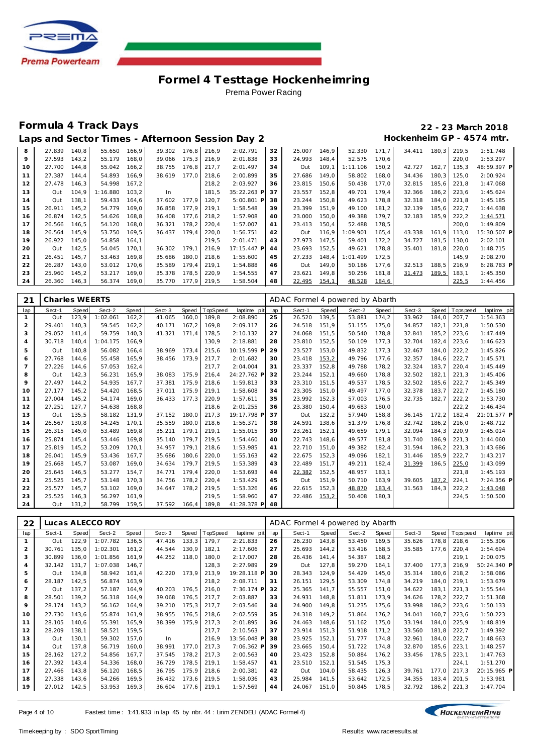# Formel 4 Testtage Hockenheimring

Prema Power Racing

## Formula 4 Track Days

**22 - 23 March 2018**

### Laps and Sector Times - Afternoon Session Day 2

**Hockenheim GP - 4574 mtr.**

| lap | Sect-1 | Speed | Sect-2 | Speed | Sect-3 | Speed | TopSpeed | laptime pit | lap | Sect-1 | Speed | Sect-2 | Speed | Sect-3 | Speed | Topspeed | laptime pit |
|---|---|---|---|---|---|---|---|---|---|---|---|---|---|---|---|---|---|
| 8 | 27.839 | 140,8 | 55.650 | 166,9 | 39.302 | 176,8 | 216,9 | 2:02.791 | 32 | 25.007 | 146,9 | 52.330 | 171,7 | 34.411 | 180,3 | 219,5 | 1:51.748 |
| 9 | 27.593 | 143,2 | 55.179 | 168,0 | 39.066 | 175,3 | 216,9 | 2:01.838 | 33 | 24.993 | 148,4 | 52.575 | 170,6 | | | 220,0 | 1:53.297 |
| 10 | 27.700 | 144,8 | 55.042 | 166,2 | 38.755 | 176,8 | 217,7 | 2:01.497 | 34 | Out | 109,1 | 1:11.106 | 150,2 | 42.727 | 162,7 | 135,3 | 48:59.397 P |
| 11 | 27.387 | 144,4 | 54.893 | 166,9 | 38.619 | 177,0 | 218,6 | 2:00.899 | 35 | 27.686 | 149,0 | 58.802 | 168,0 | 34.436 | 180,3 | 125,0 | 2:00.924 |
| 12 | 27.478 | 146,3 | 54.998 | 167,2 | | | 218,2 | 2:03.927 | 36 | 23.815 | 150,6 | 50.438 | 177,0 | 32.815 | 185,6 | 221,8 | 1:47.068 |
| 13 | Out | 104,9 | 1:16.880 | 103,2 | In | | 181,5 | 35:22.263 P | 37 | 23.557 | 152,8 | 49.701 | 179,4 | 32.366 | 186,2 | 223,6 | 1:45.624 |
| 14 | Out | 138,1 | 59.433 | 164,6 | 37.602 | 177,9 | 120,7 | 5:00.801 P | 38 | 23.244 | 150,8 | 49.623 | 178,8 | 32.318 | 184,0 | 221,8 | 1:45.185 |
| 15 | 26.911 | 145,2 | 54.779 | 169,0 | 36.858 | 177,9 | 219,1 | 1:58.548 | 39 | 23.399 | 151,9 | 49.100 | 181,2 | 32.139 | 185,6 | 222,7 | 1:44.638 |
| 16 | 26.874 | 142,5 | 54.626 | 168,8 | 36.408 | 177,6 | 218,2 | 1:57.908 | 40 | 23.000 | 150,0 | 49.388 | 179,7 | 32.183 | 185,9 | 222,2 | 1:44.571 |
| 17 | 26.566 | 146,5 | 54.120 | 168,0 | 36.321 | 178,2 | 220,4 | 1:57.007 | 41 | 23.413 | 150,4 | 52.488 | 178,5 | | | 200,0 | 1:49.809 |
| 18 | 26.564 | 145,9 | 53.750 | 169,5 | 36.437 | 179,4 | 220,0 | 1:56.751 | 42 | Out | 116,9 | 1:09.901 | 165,4 | 43.338 | 161,9 | 113,0 | 15:30.507 P |
| 19 | 26.922 | 145,0 | 54.858 | 164,1 | | | 219,5 | 2:01.471 | 43 | 27.973 | 147,5 | 59.401 | 172,2 | 34.727 | 181,5 | 130,0 | 2:02.101 |
| 20 | Out | 142,5 | 54.045 | 170,1 | 36.302 | 179,1 | 216,9 | 17:15.447 P | 44 | 23.693 | 152,5 | 49.621 | 178,8 | 35.401 | 181,8 | 220,0 | 1:48.715 |
| 21 | 26.451 | 145,7 | 53.463 | 169,8 | 35.686 | 180,0 | 218,6 | 1:55.600 | 45 | 27.233 | 148,4 | 1:01.499 | 172,5 | | | 145,9 | 2:08.270 |
| 22 | 26.287 | 143,0 | 53.012 | 170,6 | 35.589 | 179,4 | 219,1 | 1:54.888 | 46 | Out | 149,0 | 50.186 | 177,6 | 32.513 | 188,5 | 216,9 | 6:28.783 P |
| 23 | 25.960 | 145,2 | 53.217 | 169,0 | 35.378 | 178,5 | 220,9 | 1:54.555 | 47 | 23.621 | 149,8 | 50.256 | 181,8 | 31.473 | 189,5 | 183,1 | 1:45.350 |
| 24 | 26.360 | 146,3 | 56.374 | 169,0 | 35.770 | 177,9 | 219,5 | 1:58.504 | 48 | 22.495 | 154,1 | 48.528 | 184,6 | | | 225,5 | 1:44.456 |

**21 Charles WEERTS** — ADAC Formel 4 powered by Abarth

| lap | Sect-1 | Speed | Sect-2 | Speed | Sect-3 | Speed | TopSpeed | laptime pit | lap | Sect-1 | Speed | Sect-2 | Speed | Sect-3 | Speed | Topspeed | laptime pit |
|---|---|---|---|---|---|---|---|---|---|---|---|---|---|---|---|---|---|
| 1 | Out | 123,9 | 1:02.061 | 162,2 | 41.065 | 160,0 | 189,8 | 2:08.890 | 25 | 26.520 | 139,5 | 53.881 | 174,2 | 33.962 | 184,0 | 207,7 | 1:54.363 |
| 2 | 29.401 | 140,3 | 59.545 | 162,2 | 40.171 | 167,2 | 169,8 | 2:09.117 | 26 | 24.518 | 151,9 | 51.155 | 175,0 | 34.857 | 182,1 | 221,8 | 1:50.530 |
| 3 | 29.052 | 141,4 | 59.759 | 140,3 | 41.321 | 171,4 | 178,5 | 2:10.132 | 27 | 24.068 | 151,5 | 50.540 | 178,8 | 32.841 | 185,2 | 223,6 | 1:47.449 |
| 4 | 30.718 | 140,4 | 1:04.175 | 166,9 | | | 130,9 | 2:18.881 | 28 | 23.810 | 152,5 | 50.109 | 177,3 | 32.704 | 182,4 | 223,6 | 1:46.623 |
| 5 | Out | 140,8 | 56.082 | 166,4 | 38.969 | 173,4 | 215,6 | 10:19.599 P | 29 | 23.527 | 153,0 | 49.832 | 177,3 | 32.467 | 184,0 | 222,2 | 1:45.826 |
| 6 | 27.768 | 144,6 | 55.458 | 165,9 | 38.456 | 173,9 | 217,7 | 2:01.682 | 30 | 23.418 | 153,2 | 49.796 | 177,6 | 32.357 | 184,6 | 222,7 | 1:45.571 |
| 7 | 27.226 | 144,6 | 57.053 | 162,4 | | | 217,7 | 2:04.004 | 31 | 23.337 | 152,8 | 49.788 | 178,2 | 32.324 | 183,7 | 220,4 | 1:45.449 |
| 8 | Out | 142,3 | 56.231 | 165,9 | 38.083 | 175,9 | 216,4 | 24:27.762 P | 32 | 23.244 | 152,1 | 49.660 | 178,8 | 32.502 | 182,1 | 221,3 | 1:45.406 |
| 9 | 27.497 | 144,2 | 54.935 | 167,7 | 37.381 | 175,9 | 218,6 | 1:59.813 | 33 | 23.310 | 151,5 | 49.537 | 178,5 | 32.502 | 185,6 | 222,7 | 1:45.349 |
| 10 | 27.177 | 145,2 | 54.420 | 168,5 | 37.011 | 175,9 | 219,1 | 1:58.608 | 34 | 23.305 | 151,0 | 49.497 | 177,0 | 32.378 | 183,7 | 222,7 | 1:45.180 |
| 11 | 27.004 | 145,2 | 54.174 | 169,0 | 36.433 | 177,3 | 220,9 | 1:57.611 | 35 | 23.992 | 152,3 | 57.003 | 176,5 | 32.735 | 182,7 | 222,2 | 1:53.730 |
| 12 | 27.251 | 127,7 | 54.638 | 168,8 | | | 218,6 | 2:01.255 | 36 | 23.380 | 150,4 | 49.683 | 180,0 | | | 222,2 | 1:46.434 |
| 13 | Out | 135,5 | 58.182 | 131,9 | 37.152 | 180,0 | 217,3 | 19:17.798 P | 37 | Out | 132,2 | 57.940 | 158,8 | 36.145 | 172,2 | 182,4 | 21:01.577 P |
| 14 | 26.567 | 130,8 | 54.245 | 170,1 | 35.559 | 180,0 | 218,6 | 1:56.371 | 38 | 24.591 | 138,6 | 51.379 | 176,8 | 32.742 | 186,2 | 216,0 | 1:48.712 |
| 15 | 26.315 | 145,0 | 53.489 | 169,8 | 35.211 | 179,1 | 219,1 | 1:55.015 | 39 | 23.261 | 152,1 | 49.659 | 179,1 | 32.094 | 184,3 | 220,9 | 1:45.014 |
| 16 | 25.874 | 145,4 | 53.446 | 169,8 | 35.140 | 179,7 | 219,5 | 1:54.460 | 40 | 22.743 | 148,6 | 49.577 | 181,8 | 31.740 | 186,9 | 221,3 | 1:44.060 |
| 17 | 25.819 | 145,2 | 53.209 | 170,1 | 34.957 | 179,1 | 218,6 | 1:53.985 | 41 | 22.710 | 151,0 | 49.382 | 182,4 | 31.594 | 186,2 | 221,3 | 1:43.686 |
| 18 | 26.041 | 145,9 | 53.436 | 167,7 | 35.686 | 180,6 | 220,0 | 1:55.163 | 42 | 22.675 | 152,3 | 49.096 | 182,1 | 31.446 | 185,9 | 222,7 | 1:43.217 |
| 19 | 25.668 | 145,7 | 53.087 | 169,0 | 34.634 | 179,7 | 219,5 | 1:53.389 | 43 | 22.489 | 151,7 | 49.211 | 182,4 | 31.399 | 186,5 | 225,0 | 1:43.099 |
| 20 | 25.645 | 146,5 | 53.277 | 154,7 | 34.771 | 179,4 | 220,0 | 1:53.693 | 44 | 22.382 | 152,5 | 48.957 | 183,1 | | | 221,8 | 1:45.193 |
| 21 | 25.525 | 145,7 | 53.148 | 170,3 | 34.756 | 178,2 | 220,4 | 1:53.429 | 45 | Out | 151,9 | 50.710 | 163,9 | 39.605 | 187,2 | 224,1 | 7:24.356 P |
| 22 | 25.577 | 145,7 | 53.102 | 169,0 | 34.647 | 178,2 | 219,5 | 1:53.326 | 46 | 22.615 | 152,3 | 48.870 | 183,4 | 31.563 | 184,3 | 222,2 | 1:43.048 |
| 23 | 25.525 | 146,3 | 56.297 | 161,9 | | | 219,5 | 1:58.960 | 47 | 22.486 | 153,2 | 50.408 | 180,3 | | | 224,5 | 1:50.500 |
| 24 | Out | 131,2 | 58.799 | 159,5 | 37.592 | 166,4 | 189,8 | 41:28.378 P | 48 | | | | | | | | |

**22 Lucas ALECCO ROY** — ADAC Formel 4 powered by Abarth

| lap | Sect-1 | Speed | Sect-2 | Speed | Sect-3 | Speed | TopSpeed | laptime pit | lap | Sect-1 | Speed | Sect-2 | Speed | Sect-3 | Speed | Topspeed | laptime pit |
|---|---|---|---|---|---|---|---|---|---|---|---|---|---|---|---|---|---|
| 1 | Out | 122,9 | 1:07.782 | 136,5 | 47.416 | 133,3 | 179,7 | 2:21.833 | 26 | 26.230 | 143,8 | 53.450 | 169,5 | 35.626 | 178,8 | 218,6 | 1:55.306 |
| 2 | 30.761 | 135,0 | 1:02.301 | 161,2 | 44.544 | 130,9 | 182,1 | 2:17.606 | 27 | 25.693 | 144,2 | 53.416 | 168,5 | 35.585 | 177,6 | 220,4 | 1:54.694 |
| 3 | 30.899 | 136,0 | 1:01.856 | 161,9 | 44.252 | 118,0 | 180,0 | 2:17.007 | 28 | 26.436 | 141,4 | 54.387 | 168,2 | | | 219,1 | 2:00.075 |
| 4 | 32.142 | 131,7 | 1:07.038 | 146,7 | | | 128,3 | 2:27.989 | 29 | Out | 127,8 | 59.270 | 164,1 | 37.400 | 177,3 | 216,9 | 50:24.340 P |
| 5 | Out | 134,8 | 58.942 | 161,4 | 42.220 | 173,9 | 213,9 | 19:28.118 P | 30 | 28.343 | 124,9 | 54.429 | 145,0 | 35.314 | 180,6 | 218,2 | 1:58.086 |
| 6 | 28.187 | 142,5 | 56.874 | 163,9 | | | 218,2 | 2:08.711 | 31 | 26.151 | 129,5 | 53.309 | 174,8 | 34.219 | 184,0 | 219,1 | 1:53.679 |
| 7 | Out | 137,2 | 57.187 | 164,9 | 40.203 | 176,5 | 216,0 | 7:36.174 P | 32 | 25.365 | 141,7 | 55.557 | 151,0 | 34.622 | 183,1 | 221,3 | 1:55.544 |
| 8 | 28.501 | 139,2 | 56.318 | 164,9 | 39.068 | 176,5 | 217,7 | 2:03.887 | 33 | 24.931 | 148,8 | 51.811 | 173,9 | 34.626 | 178,2 | 222,7 | 1:51.368 |
| 9 | 28.174 | 143,2 | 56.162 | 164,9 | 39.210 | 175,3 | 217,7 | 2:03.546 | 34 | 24.900 | 149,8 | 51.235 | 175,6 | 33.998 | 186,2 | 223,6 | 1:50.133 |
| 10 | 27.730 | 143,6 | 55.874 | 161,9 | 38.955 | 176,5 | 218,6 | 2:02.559 | 35 | 24.318 | 149,2 | 51.864 | 176,2 | 34.041 | 160,7 | 223,6 | 1:50.223 |
| 11 | 28.105 | 140,6 | 55.391 | 165,9 | 38.399 | 175,9 | 217,3 | 2:01.895 | 36 | 24.463 | 148,6 | 51.162 | 175,0 | 33.194 | 184,0 | 225,9 | 1:48.819 |
| 12 | 28.209 | 138,1 | 58.521 | 159,5 | | | 217,7 | 2:10.563 | 37 | 23.914 | 151,3 | 51.918 | 171,2 | 33.560 | 181,8 | 222,7 | 1:49.392 |
| 13 | Out | 130,1 | 59.302 | 157,0 | In | | 216,9 | 13:56.048 P | 38 | 23.925 | 152,1 | 51.777 | 174,8 | 32.961 | 184,0 | 222,7 | 1:48.663 |
| 14 | Out | 137,8 | 56.719 | 160,0 | 38.991 | 177,0 | 217,3 | 7:06.362 P | 39 | 23.665 | 150,4 | 51.722 | 174,8 | 32.870 | 185,6 | 223,1 | 1:48.257 |
| 15 | 28.162 | 127,2 | 54.856 | 167,7 | 37.545 | 178,2 | 217,3 | 2:00.563 | 40 | 23.423 | 152,8 | 50.884 | 176,2 | 33.456 | 178,5 | 223,1 | 1:47.763 |
| 16 | 27.392 | 143,4 | 54.336 | 168,0 | 36.729 | 178,5 | 219,1 | 1:58.457 | 41 | 23.510 | 152,1 | 51.545 | 175,3 | | | 224,1 | 1:51.270 |
| 17 | 27.466 | 143,8 | 56.120 | 168,5 | 36.795 | 175,9 | 218,6 | 2:00.381 | 42 | Out | 104,0 | 58.435 | 126,3 | 39.761 | 177,0 | 217,3 | 20:15.965 P |
| 18 | 27.338 | 143,6 | 54.266 | 169,5 | 36.432 | 173,6 | 219,5 | 1:58.036 | 43 | 25.984 | 141,5 | 53.642 | 172,5 | 34.355 | 183,4 | 201,5 | 1:53.981 |
| 19 | 27.012 | 142,5 | 53.953 | 169,3 | 36.604 | 177,6 | 219,1 | 1:57.569 | 44 | 24.067 | 151,0 | 50.845 | 178,5 | 32.792 | 186,2 | 221,3 | 1:47.704 |

Fastest time : 1:41.933 in lap 45 by nbr. 44 : Lirim ZENDELI (ADAC Formel 4)

Timekeeping by : SDO SportTiming

Results: www.raceresults.at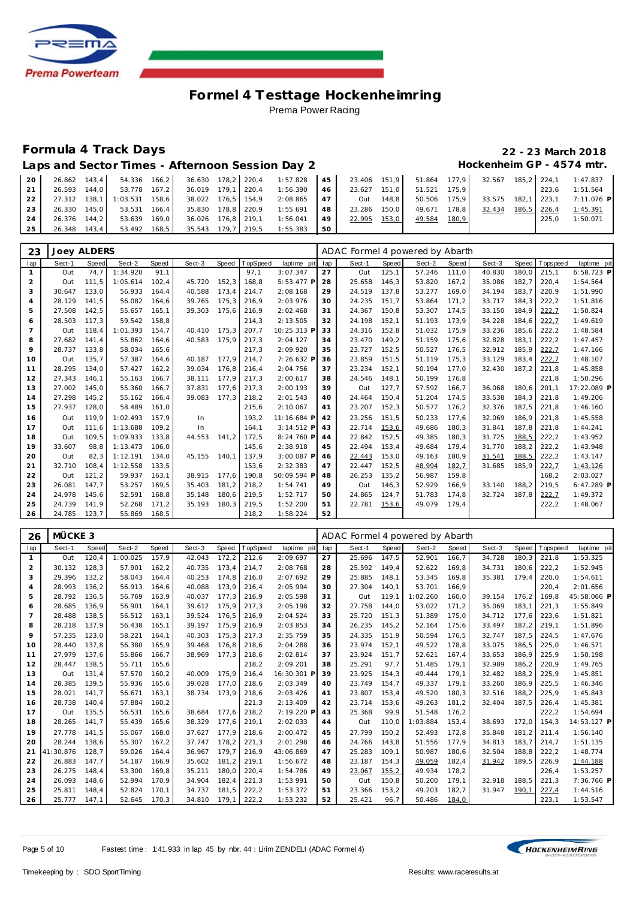# Formel 4 Testtage Hockenheimring

Prema Power Racing

## Formula 4 Track Days

## Laps and Sector Times - Afternoon Session Day 2

**22 - 23 March 2018**

**Hockenheim GP - 4574 mtr.**

| lap | Sect-1 | Speed | Sect-2 | Speed | Sect-3 | Speed | TopSpeed | laptime pit | lap | Sect-1 | Speed | Sect-2 | Speed | Sect-3 | Speed | Topspeed | laptime pit |
|---|---|---|---|---|---|---|---|---|---|---|---|---|---|---|---|---|---|
| 20 | 26.862 | 143,4 | 54.336 | 166,2 | 36.630 | 178,2 | 220,4 | 1:57.828 | 45 | 23.406 | 151,9 | 51.864 | 177,9 | 32.567 | 185,2 | 224,1 | 1:47.837 |
| 21 | 26.593 | 144,0 | 53.778 | 167,2 | 36.019 | 179,1 | 220,4 | 1:56.390 | 46 | 23.627 | 151,0 | 51.521 | 175,9 | | | 223,6 | 1:51.564 |
| 22 | 27.312 | 138,1 | 1:03.531 | 158,6 | 38.022 | 176,5 | 154,9 | 2:08.865 | 47 | Out | 148,8 | 50.506 | 175,9 | 33.575 | 182,1 | 223,1 | 7:11.076 P |
| 23 | 26.330 | 145,0 | 53.531 | 166,4 | 35.830 | 178,8 | 220,9 | 1:55.691 | 48 | 23.286 | 150,0 | 49.671 | 178,8 | 32.434 | 186,5 | 226,4 | 1:45.391 |
| 24 | 26.376 | 144,2 | 53.639 | 169,0 | 36.026 | 176,8 | 219,1 | 1:56.041 | 49 | 22.995 | 153,0 | 49.584 | 180,9 | | | 225,0 | 1:50.071 |
| 25 | 26.348 | 143,4 | 53.492 | 168,5 | 35.543 | 179,7 | 219,5 | 1:55.383 | 50 | | | | | | | | |

### 23 Joey ALDERS — ADAC Formel 4 powered by Abarth

| lap | Sect-1 | Speed | Sect-2 | Speed | Sect-3 | Speed | TopSpeed | laptime pit | lap | Sect-1 | Speed | Sect-2 | Speed | Sect-3 | Speed | Topspeed | laptime pit |
|---|---|---|---|---|---|---|---|---|---|---|---|---|---|---|---|---|---|
| 1 | Out | 74,7 | 1:34.920 | 91,1 | | | 97,1 | 3:07.347 | 27 | Out | 125,1 | 57.246 | 111,0 | 40.830 | 180,0 | 215,1 | 6:58.723 P |
| 2 | Out | 111,5 | 1:05.614 | 102,4 | 45.720 | 152,3 | 168,8 | 5:53.477 P | 28 | 25.658 | 146,3 | 53.820 | 167,2 | 35.086 | 182,7 | 220,4 | 1:54.564 |
| 3 | 30.647 | 133,0 | 56.933 | 164,4 | 40.588 | 173,4 | 214,7 | 2:08.168 | 29 | 24.519 | 137,8 | 53.277 | 169,0 | 34.194 | 183,7 | 220,9 | 1:51.990 |
| 4 | 28.129 | 141,5 | 56.082 | 164,6 | 39.765 | 175,3 | 216,9 | 2:03.976 | 30 | 24.235 | 151,7 | 53.864 | 171,2 | 33.717 | 184,3 | 222,2 | 1:51.816 |
| 5 | 27.508 | 142,5 | 55.657 | 165,1 | 39.303 | 175,6 | 216,9 | 2:02.468 | 31 | 24.367 | 150,8 | 53.307 | 174,5 | 33.150 | 184,9 | 222,7 | 1:50.824 |
| 6 | 28.503 | 117,3 | 59.542 | 158,8 | | | 214,3 | 2:13.505 | 32 | 24.198 | 152,1 | 51.193 | 173,9 | 34.228 | 184,6 | 222,7 | 1:49.619 |
| 7 | Out | 118,4 | 1:01.393 | 154,7 | 40.410 | 175,3 | 207,7 | 10:25.313 P | 33 | 24.316 | 152,8 | 51.032 | 175,9 | 33.236 | 185,6 | 222,2 | 1:48.584 |
| 8 | 27.682 | 141,4 | 55.862 | 164,6 | 40.583 | 175,9 | 217,3 | 2:04.127 | 34 | 23.470 | 149,2 | 51.159 | 175,6 | 32.828 | 183,1 | 222,2 | 1:47.457 |
| 9 | 28.737 | 133,8 | 58.034 | 165,6 | | | 217,3 | 2:09.920 | 35 | 23.727 | 152,5 | 50.527 | 176,5 | 32.912 | 185,9 | 222,7 | 1:47.166 |
| 10 | Out | 135,7 | 57.387 | 164,6 | 40.187 | 177,9 | 214,7 | 7:26.632 P | 36 | 23.859 | 151,5 | 51.119 | 175,3 | 33.129 | 183,4 | 222,7 | 1:48.107 |
| 11 | 28.295 | 134,0 | 57.427 | 162,2 | 39.034 | 176,8 | 216,4 | 2:04.756 | 37 | 23.234 | 152,1 | 50.194 | 177,0 | 32.430 | 187,2 | 221,8 | 1:45.858 |
| 12 | 27.343 | 146,1 | 55.163 | 166,7 | 38.111 | 177,9 | 217,3 | 2:00.617 | 38 | 24.546 | 148,1 | 50.199 | 176,8 | | | 221,8 | 1:50.296 |
| 13 | 27.002 | 145,0 | 55.360 | 166,7 | 37.831 | 177,6 | 217,3 | 2:00.193 | 39 | Out | 127,7 | 57.592 | 166,7 | 36.068 | 180,6 | 201,1 | 17:22.089 P |
| 14 | 27.298 | 145,2 | 55.162 | 166,4 | 39.083 | 177,3 | 218,2 | 2:01.543 | 40 | 24.464 | 150,4 | 51.204 | 174,5 | 33.538 | 184,3 | 221,8 | 1:49.206 |
| 15 | 27.937 | 128,0 | 58.489 | 161,0 | | | 215,6 | 2:10.067 | 41 | 23.207 | 152,3 | 50.577 | 176,2 | 32.376 | 187,5 | 221,8 | 1:46.160 |
| 16 | Out | 119,9 | 1:02.493 | 157,9 | In | | 193,2 | 11:16.684 P | 42 | 23.256 | 151,5 | 50.233 | 177,6 | 32.069 | 186,9 | 221,8 | 1:45.558 |
| 17 | Out | 111,6 | 1:13.688 | 109,2 | In | | 164,1 | 3:14.512 P | 43 | 22.714 | 153,6 | 49.686 | 180,3 | 31.841 | 187,8 | 221,8 | 1:44.241 |
| 18 | Out | 109,5 | 1:09.933 | 133,8 | 44.553 | 141,2 | 172,5 | 8:24.760 P | 44 | 22.842 | 152,5 | 49.385 | 180,3 | 31.725 | 188,5 | 222,2 | 1:43.952 |
| 19 | 33.607 | 98,8 | 1:13.473 | 106,0 | | | 145,6 | 2:38.918 | 45 | 22.494 | 153,4 | 49.684 | 179,4 | 31.770 | 188,2 | 222,2 | 1:43.948 |
| 20 | Out | 82,3 | 1:12.191 | 134,0 | 45.155 | 140,1 | 137,9 | 3:00.087 P | 46 | 22.443 | 153,0 | 49.163 | 180,9 | 31.541 | 188,5 | 222,2 | 1:43.147 |
| 21 | 32.710 | 108,4 | 1:12.558 | 133,5 | | | 153,6 | 2:32.383 | 47 | 22.447 | 152,5 | 48.994 | 182,7 | 31.685 | 185,9 | 222,7 | 1:43.126 |
| 22 | Out | 121,2 | 59.937 | 163,1 | 38.915 | 177,6 | 190,8 | 50:09.594 P | 48 | 26.253 | 135,2 | 56.987 | 159,8 | | | 168,2 | 2:03.027 |
| 23 | 26.081 | 147,7 | 53.257 | 169,5 | 35.403 | 181,2 | 218,2 | 1:54.741 | 49 | Out | 146,3 | 52.929 | 166,9 | 33.140 | 188,2 | 219,5 | 6:47.289 P |
| 24 | 24.978 | 145,6 | 52.591 | 168,8 | 35.148 | 180,6 | 219,5 | 1:52.717 | 50 | 24.865 | 124,7 | 51.783 | 174,8 | 32.724 | 187,8 | 222,7 | 1:49.372 |
| 25 | 24.739 | 141,9 | 52.268 | 171,2 | 35.193 | 180,3 | 219,5 | 1:52.200 | 51 | 22.781 | 153,6 | 49.079 | 179,4 | | | 222,2 | 1:48.067 |
| 26 | 24.785 | 123,7 | 55.869 | 168,5 | | | 218,2 | 1:58.224 | 52 | | | | | | | | |

### 26 MÜCKE 3 — ADAC Formel 4 powered by Abarth

| lap | Sect-1 | Speed | Sect-2 | Speed | Sect-3 | Speed | TopSpeed | laptime pit | lap | Sect-1 | Speed | Sect-2 | Speed | Sect-3 | Speed | Topspeed | laptime pit |
|---|---|---|---|---|---|---|---|---|---|---|---|---|---|---|---|---|---|
| 1 | Out | 120,4 | 1:00.025 | 157,9 | 42.043 | 172,2 | 212,6 | 2:09.697 | 27 | 25.696 | 147,5 | 52.901 | 166,7 | 34.728 | 180,3 | 221,8 | 1:53.325 |
| 2 | 30.132 | 128,3 | 57.901 | 162,2 | 40.735 | 173,4 | 214,7 | 2:08.768 | 28 | 25.592 | 149,4 | 52.622 | 169,8 | 34.731 | 180,6 | 222,2 | 1:52.945 |
| 3 | 29.396 | 132,2 | 58.043 | 164,4 | 40.253 | 174,8 | 216,0 | 2:07.692 | 29 | 25.885 | 148,1 | 53.345 | 169,8 | 35.381 | 179,4 | 220,0 | 1:54.611 |
| 4 | 28.993 | 136,2 | 56.913 | 164,6 | 40.088 | 173,9 | 216,4 | 2:05.994 | 30 | 27.304 | 140,1 | 53.701 | 166,9 | | | 220,4 | 2:01.656 |
| 5 | 28.792 | 136,5 | 56.769 | 163,9 | 40.037 | 177,3 | 216,9 | 2:05.598 | 31 | Out | 119,1 | 1:02.260 | 160,0 | 39.154 | 176,2 | 169,8 | 45:58.066 P |
| 6 | 28.685 | 136,9 | 56.901 | 164,1 | 39.612 | 175,9 | 217,3 | 2:05.198 | 32 | 27.758 | 144,0 | 53.022 | 171,2 | 35.069 | 183,1 | 221,3 | 1:55.849 |
| 7 | 28.488 | 138,5 | 56.512 | 163,1 | 39.524 | 176,5 | 216,9 | 2:04.524 | 33 | 25.720 | 151,3 | 51.389 | 175,0 | 34.712 | 177,6 | 223,6 | 1:51.821 |
| 8 | 28.218 | 137,9 | 56.438 | 165,1 | 39.197 | 175,9 | 216,9 | 2:03.853 | 34 | 26.235 | 145,2 | 52.164 | 175,6 | 33.497 | 187,2 | 219,1 | 1:51.896 |
| 9 | 57.235 | 123,0 | 58.221 | 164,1 | 40.303 | 175,3 | 217,3 | 2:35.759 | 35 | 24.335 | 151,9 | 50.594 | 176,5 | 32.747 | 187,5 | 224,5 | 1:47.676 |
| 10 | 28.440 | 137,8 | 56.380 | 165,9 | 39.468 | 176,8 | 218,6 | 2:04.288 | 36 | 23.974 | 152,1 | 49.522 | 178,8 | 33.075 | 186,5 | 225,0 | 1:46.571 |
| 11 | 27.979 | 137,6 | 55.866 | 166,7 | 38.969 | 177,3 | 218,6 | 2:02.814 | 37 | 23.924 | 151,7 | 52.621 | 167,4 | 33.653 | 186,9 | 225,9 | 1:50.198 |
| 12 | 28.447 | 138,5 | 55.711 | 165,6 | | | 218,2 | 2:09.201 | 38 | 25.291 | 97,7 | 51.485 | 179,1 | 32.989 | 186,2 | 220,9 | 1:49.765 |
| 13 | Out | 131,4 | 57.570 | 160,2 | 40.009 | 175,9 | 216,4 | 16:30.301 P | 39 | 23.925 | 154,3 | 49.444 | 179,1 | 32.482 | 188,2 | 225,9 | 1:45.851 |
| 14 | 28.385 | 139,5 | 55.936 | 165,6 | 39.028 | 177,0 | 218,6 | 2:03.349 | 40 | 23.749 | 154,7 | 49.337 | 179,1 | 33.260 | 186,9 | 225,5 | 1:46.346 |
| 15 | 28.021 | 141,7 | 56.671 | 163,1 | 38.734 | 173,9 | 218,6 | 2:03.426 | 41 | 23.807 | 153,4 | 49.520 | 180,3 | 32.516 | 188,2 | 225,9 | 1:45.843 |
| 16 | 28.738 | 140,4 | 57.884 | 160,2 | | | 221,3 | 2:13.409 | 42 | 23.714 | 153,6 | 49.263 | 181,2 | 32.404 | 187,5 | 226,4 | 1:45.381 |
| 17 | Out | 135,5 | 56.531 | 165,6 | 38.684 | 177,6 | 218,2 | 7:19.220 P | 43 | 25.368 | 99,9 | 51.548 | 176,2 | | | 222,2 | 1:54.694 |
| 18 | 28.265 | 141,7 | 55.439 | 165,6 | 38.329 | 177,6 | 219,1 | 2:02.033 | 44 | Out | 110,0 | 1:03.884 | 153,4 | 38.693 | 172,0 | 154,3 | 14:53.127 P |
| 19 | 27.778 | 141,5 | 55.067 | 168,0 | 37.627 | 177,9 | 218,6 | 2:00.472 | 45 | 27.799 | 150,2 | 52.493 | 172,8 | 35.848 | 181,2 | 211,4 | 1:56.140 |
| 20 | 28.244 | 138,6 | 55.307 | 167,2 | 37.747 | 178,2 | 221,3 | 2:01.298 | 46 | 24.766 | 143,8 | 51.556 | 177,9 | 34.813 | 183,7 | 214,7 | 1:51.135 |
| 21 | 41:30.876 | 128,7 | 59.026 | 164,4 | 36.967 | 179,7 | 216,9 | 43:06.869 | 47 | 25.283 | 109,1 | 50.987 | 180,6 | 32.504 | 188,8 | 222,2 | 1:48.774 |
| 22 | 26.883 | 147,7 | 54.187 | 166,9 | 35.602 | 181,2 | 219,1 | 1:56.672 | 48 | 23.187 | 154,3 | 49.059 | 182,4 | 31.942 | 189,5 | 226,9 | 1:44.188 |
| 23 | 26.275 | 148,4 | 53.300 | 169,8 | 35.211 | 180,0 | 220,4 | 1:54.786 | 49 | 23.067 | 155,2 | 49.934 | 178,2 | | | 226,4 | 1:53.257 |
| 24 | 26.093 | 148,6 | 52.994 | 170,9 | 34.904 | 182,4 | 221,3 | 1:53.991 | 50 | Out | 150,8 | 50.200 | 179,1 | 32.918 | 188,5 | 221,3 | 7:36.766 P |
| 25 | 25.811 | 148,4 | 52.824 | 170,1 | 34.737 | 181,5 | 222,2 | 1:53.372 | 51 | 23.366 | 153,2 | 49.203 | 182,7 | 31.947 | 190,1 | 227,4 | 1:44.516 |
| 26 | 25.777 | 147,1 | 52.645 | 170,3 | 34.810 | 179,1 | 222,2 | 1:53.232 | 52 | 25.421 | 96,7 | 50.486 | 184,0 | | | 223,1 | 1:53.547 |

Fastest time : 1:41.933 in lap 45 by nbr. 44 : Lirim ZENDELI (ADAC Formel 4)

Timekeeping by : SDO SportTiming

Results: www.raceresults.at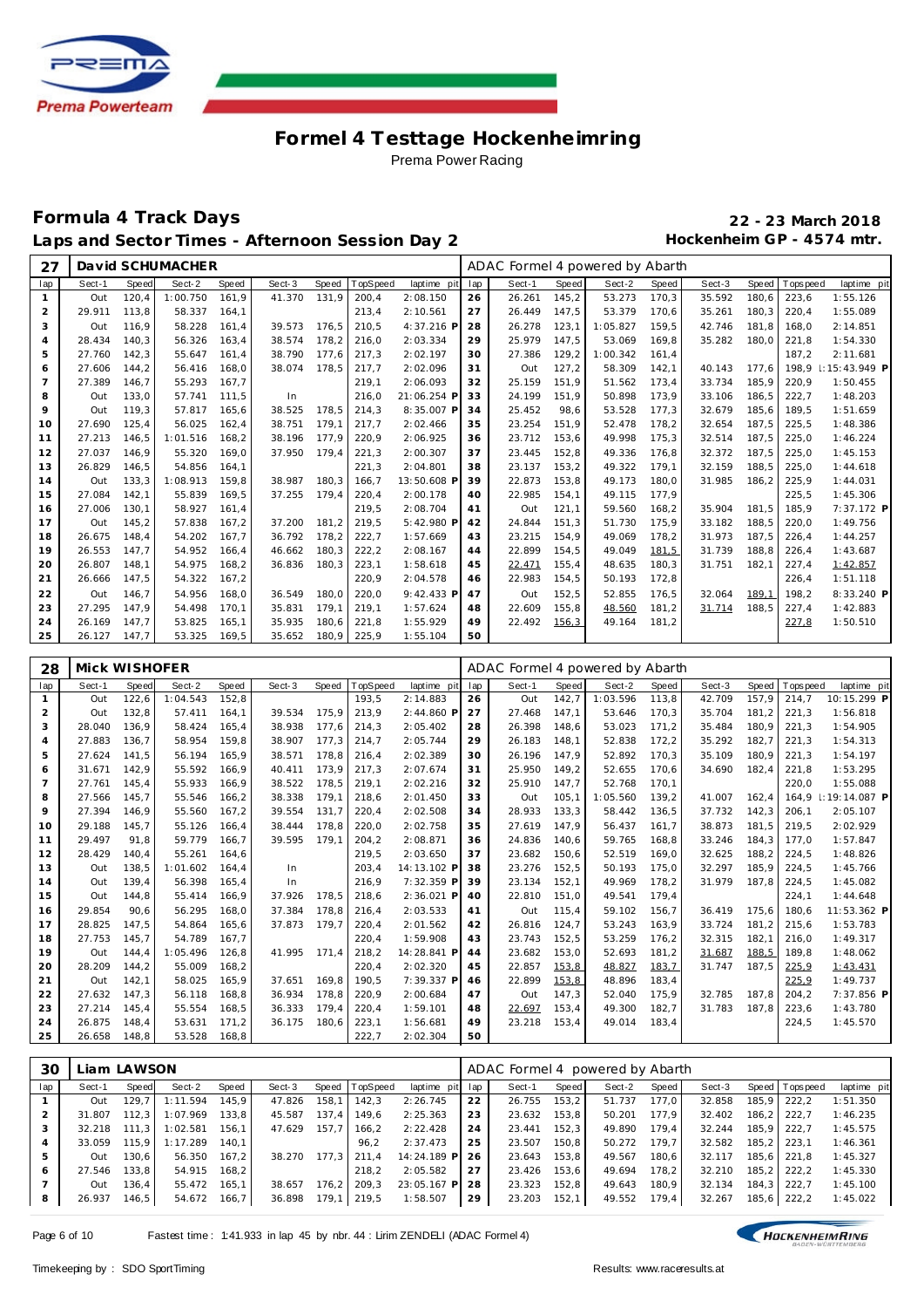# Formel 4 Testtage Hockenheimring

Prema Power Racing

## Formula 4 Track Days

## Laps and Sector Times - Afternoon Session Day 2

**22 - 23 March 2018**

**Hockenheim GP - 4574 mtr.**

| 27 | David SCHUMACHER | | | | | | | | ADAC Formel 4 powered by Abarth | | | | | | | | |
|---|---|---|---|---|---|---|---|---|---|---|---|---|---|---|---|---|---|
| lap | Sect-1 | Speed | Sect-2 | Speed | Sect-3 | Speed | TopSpeed | laptime pit | lap | Sect-1 | Speed | Sect-2 | Speed | Sect-3 | Speed | Topspeed | laptime pit |
| 1 | Out | 120,4 | 1:00.750 | 161,9 | 41.370 | 131,9 | 200,4 | 2:08.150 | 26 | 26.261 | 145,2 | 53.273 | 170,3 | 35.592 | 180,6 | 223,6 | 1:55.126 |
| 2 | 29.911 | 113,8 | 58.337 | 164,1 | | | 213,4 | 2:10.561 | 27 | 26.449 | 147,5 | 53.379 | 170,6 | 35.261 | 180,3 | 220,4 | 1:55.089 |
| 3 | Out | 116,9 | 58.228 | 161,4 | 39.573 | 176,5 | 210,5 | 4:37.216 P | 28 | 26.278 | 123,1 | 1:05.827 | 159,5 | 42.746 | 181,8 | 168,0 | 2:14.851 |
| 4 | 28.434 | 140,3 | 56.326 | 163,4 | 38.574 | 178,2 | 216,0 | 2:03.334 | 29 | 25.979 | 147,5 | 53.069 | 169,8 | 35.282 | 180,0 | 221,8 | 1:54.330 |
| 5 | 27.760 | 142,3 | 55.647 | 161,4 | 38.790 | 177,6 | 217,3 | 2:02.197 | 30 | 27.386 | 129,2 | 1:00.342 | 161,4 | | | 187,2 | 2:11.681 |
| 6 | 27.606 | 144,2 | 56.416 | 168,0 | 38.074 | 178,5 | 217,7 | 2:02.096 | 31 | Out | 127,2 | 58.309 | 142,1 | 40.143 | 177,6 | 198,9 | 1:15:43.949 P |
| 7 | 27.389 | 146,7 | 55.293 | 167,7 | | | 219,1 | 2:06.093 | 32 | 25.159 | 151,9 | 51.562 | 173,4 | 33.734 | 185,9 | 220,9 | 1:50.455 |
| 8 | Out | 133,0 | 57.741 | 111,5 | In | | 216,0 | 21:06.254 P | 33 | 24.199 | 151,9 | 50.898 | 173,9 | 33.106 | 186,5 | 222,7 | 1:48.203 |
| 9 | Out | 119,3 | 57.817 | 165,6 | 38.525 | 178,5 | 214,3 | 8:35.007 P | 34 | 25.452 | 98,6 | 53.528 | 177,3 | 32.679 | 185,6 | 189,5 | 1:51.659 |
| 10 | 27.690 | 125,4 | 56.025 | 162,4 | 38.751 | 179,1 | 217,7 | 2:02.466 | 35 | 23.254 | 151,9 | 52.478 | 178,2 | 32.654 | 187,5 | 225,5 | 1:48.386 |
| 11 | 27.213 | 146,5 | 1:01.516 | 168,2 | 38.196 | 177,9 | 220,9 | 2:06.925 | 36 | 23.712 | 153,6 | 49.998 | 175,3 | 32.514 | 187,5 | 225,0 | 1:46.224 |
| 12 | 27.037 | 146,9 | 55.320 | 169,0 | 37.950 | 179,4 | 221,3 | 2:00.307 | 37 | 23.445 | 152,8 | 49.336 | 176,8 | 32.372 | 187,5 | 225,0 | 1:45.153 |
| 13 | 26.829 | 146,5 | 54.856 | 164,1 | | | 221,3 | 2:04.801 | 38 | 23.137 | 153,2 | 49.322 | 179,1 | 32.159 | 188,5 | 225,0 | 1:44.618 |
| 14 | Out | 133,3 | 1:08.913 | 159,8 | 38.987 | 180,3 | 166,7 | 13:50.608 P | 39 | 22.873 | 153,8 | 49.173 | 180,0 | 31.985 | 186,2 | 225,9 | 1:44.031 |
| 15 | 27.084 | 142,1 | 55.839 | 169,5 | 37.255 | 179,4 | 220,4 | 2:00.178 | 40 | 22.985 | 154,1 | 49.115 | 177,9 | | | 225,5 | 1:45.306 |
| 16 | 27.006 | 130,1 | 58.927 | 161,4 | | | 219,5 | 2:08.704 | 41 | Out | 121,1 | 59.560 | 168,2 | 35.904 | 181,5 | 185,9 | 7:37.172 P |
| 17 | Out | 145,2 | 57.838 | 167,2 | 37.200 | 181,2 | 219,5 | 5:42.980 P | 42 | 24.844 | 151,3 | 51.730 | 175,9 | 33.182 | 188,5 | 220,0 | 1:49.756 |
| 18 | 26.675 | 148,4 | 54.202 | 167,7 | 36.792 | 178,2 | 222,7 | 1:57.669 | 43 | 23.215 | 154,9 | 49.069 | 178,2 | 31.973 | 187,5 | 226,4 | 1:44.257 |
| 19 | 26.553 | 147,7 | 54.952 | 166,4 | 46.662 | 180,3 | 222,2 | 2:08.167 | 44 | 22.899 | 154,5 | 49.049 | 181,5 | 31.739 | 188,8 | 226,4 | 1:43.687 |
| 20 | 26.807 | 148,1 | 54.975 | 168,2 | 36.836 | 180,3 | 223,1 | 1:58.618 | 45 | 22.471 | 155,4 | 48.635 | 180,3 | 31.751 | 182,1 | 227,4 | 1:42.857 |
| 21 | 26.666 | 147,5 | 54.322 | 167,2 | | | 220,9 | 2:04.578 | 46 | 22.983 | 154,5 | 50.193 | 172,8 | | | 226,4 | 1:51.118 |
| 22 | Out | 146,7 | 54.956 | 168,0 | 36.549 | 180,0 | 220,0 | 9:42.433 P | 47 | Out | 152,5 | 52.855 | 176,5 | 32.064 | 189,1 | 198,2 | 8:33.240 P |
| 23 | 27.295 | 147,9 | 54.498 | 170,1 | 35.831 | 179,1 | 219,1 | 1:57.624 | 48 | 22.609 | 155,8 | 48.560 | 181,2 | 31.714 | 188,5 | 227,4 | 1:42.883 |
| 24 | 26.169 | 147,7 | 53.825 | 165,1 | 35.935 | 180,6 | 221,8 | 1:55.929 | 49 | 22.492 | 156,3 | 49.164 | 181,2 | | | 227,8 | 1:50.510 |
| 25 | 26.127 | 147,7 | 53.325 | 169,5 | 35.652 | 180,9 | 225,9 | 1:55.104 | 50 | | | | | | | | |

| 28 | Mick WISHOFER | | | | | | | | ADAC Formel 4 powered by Abarth | | | | | | | | |
|---|---|---|---|---|---|---|---|---|---|---|---|---|---|---|---|---|---|
| lap | Sect-1 | Speed | Sect-2 | Speed | Sect-3 | Speed | TopSpeed | laptime pit | lap | Sect-1 | Speed | Sect-2 | Speed | Sect-3 | Speed | Topspeed | laptime pit |
| 1 | Out | 122,6 | 1:04.543 | 152,8 | | | 193,5 | 2:14.883 | 26 | Out | 142,7 | 1:03.596 | 113,8 | 42.709 | 157,9 | 214,7 | 10:15.299 P |
| 2 | Out | 132,8 | 57.411 | 164,1 | 39.534 | 175,9 | 213,9 | 2:44.860 P | 27 | 27.468 | 147,1 | 53.646 | 170,3 | 35.704 | 181,2 | 221,3 | 1:56.818 |
| 3 | 28.040 | 136,9 | 58.424 | 165,4 | 38.938 | 177,6 | 214,3 | 2:05.402 | 28 | 26.398 | 148,6 | 53.023 | 171,2 | 35.484 | 180,9 | 221,3 | 1:54.905 |
| 4 | 27.883 | 136,7 | 58.954 | 159,8 | 38.907 | 177,3 | 214,7 | 2:05.744 | 29 | 26.183 | 148,1 | 52.838 | 172,2 | 35.292 | 182,7 | 221,3 | 1:54.313 |
| 5 | 27.624 | 141,5 | 56.194 | 165,9 | 38.571 | 178,8 | 216,4 | 2:02.389 | 30 | 26.196 | 147,9 | 52.892 | 170,3 | 35.109 | 180,9 | 221,3 | 1:54.197 |
| 6 | 31.671 | 142,9 | 55.592 | 166,9 | 40.411 | 173,9 | 217,3 | 2:07.674 | 31 | 25.950 | 149,2 | 52.655 | 170,6 | 34.690 | 182,4 | 221,8 | 1:53.295 |
| 7 | 27.761 | 145,4 | 55.933 | 166,9 | 38.522 | 178,5 | 219,1 | 2:02.216 | 32 | 25.910 | 147,7 | 52.768 | 170,1 | | | 220,0 | 1:55.088 |
| 8 | 27.566 | 145,7 | 55.546 | 166,2 | 38.338 | 179,1 | 218,6 | 2:01.450 | 33 | Out | 105,1 | 1:05.560 | 139,2 | 41.007 | 162,4 | 164,9 | 1:19:14.087 P |
| 9 | 27.394 | 146,9 | 55.560 | 167,2 | 39.554 | 131,7 | 220,4 | 2:02.508 | 34 | 28.933 | 133,3 | 58.442 | 136,5 | 37.732 | 142,3 | 206,1 | 2:05.107 |
| 10 | 29.188 | 145,7 | 55.126 | 166,4 | 38.444 | 178,8 | 220,0 | 2:02.758 | 35 | 27.619 | 147,9 | 56.437 | 161,7 | 38.873 | 181,5 | 219,5 | 2:02.929 |
| 11 | 29.497 | 91,8 | 59.779 | 166,7 | 39.595 | 179,1 | 204,2 | 2:08.871 | 36 | 24.836 | 140,6 | 59.765 | 168,8 | 33.246 | 184,3 | 177,0 | 1:57.847 |
| 12 | 28.429 | 140,4 | 55.261 | 164,6 | | | 219,5 | 2:03.650 | 37 | 23.682 | 150,6 | 52.519 | 169,0 | 32.625 | 188,2 | 224,5 | 1:48.826 |
| 13 | Out | 138,5 | 1:01.602 | 164,4 | In | | 203,4 | 14:13.102 P | 38 | 23.276 | 152,5 | 50.193 | 175,0 | 32.297 | 185,9 | 224,5 | 1:45.766 |
| 14 | Out | 139,4 | 56.398 | 165,4 | In | | 216,9 | 7:32.359 P | 39 | 23.134 | 152,1 | 49.969 | 178,2 | 31.979 | 187,8 | 224,5 | 1:45.082 |
| 15 | Out | 144,8 | 55.414 | 166,9 | 37.926 | 178,5 | 218,6 | 2:36.021 P | 40 | 22.810 | 151,0 | 49.541 | 179,4 | | | 224,1 | 1:44.648 |
| 16 | 29.854 | 90,6 | 56.295 | 168,0 | 37.384 | 178,8 | 216,4 | 2:03.533 | 41 | Out | 115,4 | 59.102 | 156,7 | 36.419 | 175,6 | 180,6 | 11:53.362 P |
| 17 | 28.825 | 147,5 | 54.864 | 165,6 | 37.873 | 179,7 | 220,4 | 2:01.562 | 42 | 26.816 | 124,7 | 53.243 | 163,9 | 33.724 | 181,2 | 215,6 | 1:53.783 |
| 18 | 27.753 | 145,7 | 54.789 | 167,7 | | | 220,4 | 1:59.908 | 43 | 23.743 | 152,5 | 53.259 | 176,2 | 32.315 | 182,1 | 216,0 | 1:49.317 |
| 19 | Out | 144,4 | 1:05.496 | 126,8 | 41.995 | 171,4 | 218,2 | 14:28.841 P | 44 | 23.682 | 153,0 | 52.693 | 181,2 | 31.687 | 188,5 | 189,8 | 1:48.062 |
| 20 | 28.209 | 144,2 | 55.009 | 168,2 | | | 220,4 | 2:02.320 | 45 | 22.857 | 153,8 | 48.827 | 183,7 | 31.747 | 187,5 | 225,9 | 1:43.431 |
| 21 | Out | 142,1 | 58.025 | 165,9 | 37.651 | 169,8 | 190,5 | 7:39.337 P | 46 | 22.899 | 153,8 | 48.896 | 183,4 | | | 225,9 | 1:49.737 |
| 22 | 27.632 | 147,3 | 56.118 | 168,8 | 36.934 | 178,8 | 220,9 | 2:00.684 | 47 | Out | 147,3 | 52.040 | 175,9 | 32.785 | 187,8 | 204,2 | 7:37.856 P |
| 23 | 27.214 | 145,4 | 55.554 | 168,5 | 36.333 | 179,4 | 220,4 | 1:59.101 | 48 | 22.697 | 153,4 | 49.300 | 182,7 | 31.783 | 187,8 | 223,6 | 1:43.780 |
| 24 | 26.875 | 148,4 | 53.631 | 171,2 | 36.175 | 180,6 | 223,1 | 1:56.681 | 49 | 23.218 | 153,4 | 49.014 | 183,4 | | | 224,5 | 1:45.570 |
| 25 | 26.658 | 148,8 | 53.528 | 168,8 | | | 222,7 | 2:02.304 | 50 | | | | | | | | |

| 30 | Liam LAWSON | | | | | | | | ADAC Formel 4 powered by Abarth | | | | | | | | |
|---|---|---|---|---|---|---|---|---|---|---|---|---|---|---|---|---|---|
| lap | Sect-1 | Speed | Sect-2 | Speed | Sect-3 | Speed | TopSpeed | laptime pit | lap | Sect-1 | Speed | Sect-2 | Speed | Sect-3 | Speed | Topspeed | laptime pit |
| 1 | Out | 129,7 | 1:11.594 | 145,9 | 47.826 | 158,1 | 142,3 | 2:26.745 | 22 | 26.755 | 153,2 | 51.737 | 177,0 | 32.858 | 185,9 | 222,2 | 1:51.350 |
| 2 | 31.807 | 112,3 | 1:07.969 | 133,8 | 45.587 | 137,4 | 149,6 | 2:25.363 | 23 | 23.632 | 153,8 | 50.201 | 177,9 | 32.402 | 186,2 | 222,7 | 1:46.235 |
| 3 | 32.218 | 111,3 | 1:02.581 | 156,1 | 47.629 | 157,7 | 166,2 | 2:22.428 | 24 | 23.441 | 152,3 | 49.890 | 179,4 | 32.244 | 185,9 | 222,7 | 1:45.575 |
| 4 | 33.059 | 115,9 | 1:17.289 | 140,1 | | | 96,2 | 2:37.473 | 25 | 23.507 | 150,8 | 50.272 | 179,7 | 32.582 | 185,2 | 223,1 | 1:46.361 |
| 5 | Out | 130,6 | 56.350 | 167,2 | 38.270 | 177,3 | 211,4 | 14:24.189 P | 26 | 23.643 | 153,8 | 49.567 | 180,6 | 32.117 | 185,6 | 221,8 | 1:45.327 |
| 6 | 27.546 | 133,8 | 54.915 | 168,2 | | | 218,2 | 2:05.582 | 27 | 23.426 | 153,6 | 49.694 | 178,2 | 32.210 | 185,2 | 222,2 | 1:45.330 |
| 7 | Out | 136,4 | 55.472 | 165,1 | 38.657 | 176,2 | 209,3 | 23:05.167 P | 28 | 23.323 | 152,8 | 49.643 | 180,9 | 32.134 | 184,3 | 222,7 | 1:45.100 |
| 8 | 26.937 | 146,5 | 54.672 | 166,7 | 36.898 | 179,1 | 219,5 | 1:58.507 | 29 | 23.203 | 152,1 | 49.552 | 179,4 | 32.267 | 185,6 | 222,2 | 1:45.022 |

Fastest time : 1:41.933 in lap 45 by nbr. 44 : Lirim ZENDELI (ADAC Formel 4)

Timekeeping by : SDO SportTiming

Results: www.raceresults.at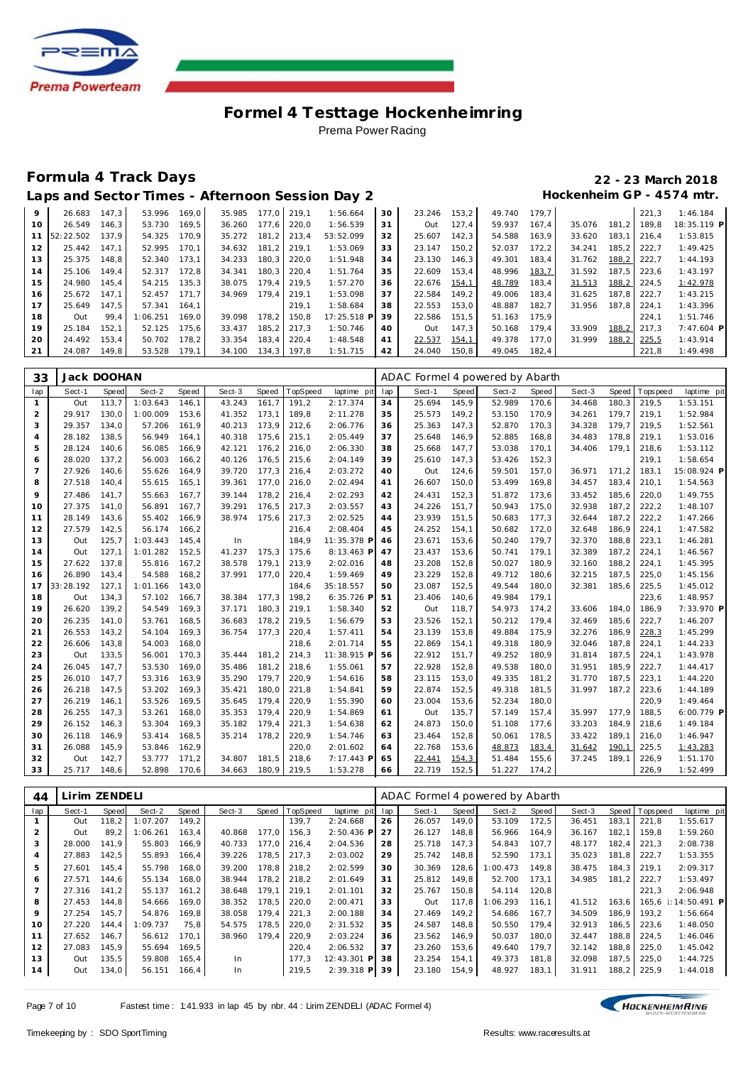# Formel 4 Testtage Hockenheimring

Prema Power Racing

## Formula 4 Track Days

**22 - 23 March 2018**

### Laps and Sector Times - Afternoon Session Day 2

**Hockenheim GP - 4574 mtr.**

| lap | Sect-1 | Speed | Sect-2 | Speed | Sect-3 | Speed | TopSpeed | laptime pit | lap | Sect-1 | Speed | Sect-2 | Speed | Sect-3 | Speed | Topspeed | laptime pit |
|---|---|---|---|---|---|---|---|---|---|---|---|---|---|---|---|---|---|
| 9 | 26.683 | 147,3 | 53.996 | 169,0 | 35.985 | 177,0 | 219,1 | 1:56.664 | 30 | 23.246 | 153,2 | 49.740 | 179,7 | | | 221,3 | 1:46.184 |
| 10 | 26.549 | 146,3 | 53.730 | 169,5 | 36.260 | 177,6 | 220,0 | 1:56.539 | 31 | Out | 127,4 | 59.937 | 167,4 | 35.076 | 181,2 | 189,8 | 18:35.119 P |
| 11 | 52:22.502 | 137,9 | 54.325 | 170,9 | 35.272 | 181,2 | 213,4 | 53:52.099 | 32 | 25.607 | 142,3 | 54.588 | 163,9 | 33.620 | 183,1 | 216,4 | 1:53.815 |
| 12 | 25.442 | 147,1 | 52.995 | 170,1 | 34.632 | 181,2 | 219,1 | 1:53.069 | 33 | 23.147 | 150,2 | 52.037 | 172,2 | 34.241 | 185,2 | 222,7 | 1:49.425 |
| 13 | 25.375 | 148,8 | 52.340 | 173,1 | 34.233 | 180,3 | 220,0 | 1:51.948 | 34 | 23.130 | 146,3 | 49.301 | 183,4 | 31.762 | 188,2 | 222,7 | 1:44.193 |
| 14 | 25.106 | 149,4 | 52.317 | 172,8 | 34.341 | 180,3 | 220,4 | 1:51.764 | 35 | 22.609 | 153,4 | 48.996 | 183,7 | 31.592 | 187,5 | 223,6 | 1:43.197 |
| 15 | 24.980 | 145,4 | 54.215 | 135,3 | 38.075 | 179,4 | 219,5 | 1:57.270 | 36 | 22.676 | 154,1 | 48.789 | 183,4 | 31.513 | 188,2 | 224,5 | 1:42.978 |
| 16 | 25.672 | 147,1 | 52.457 | 171,7 | 34.969 | 179,4 | 219,1 | 1:53.098 | 37 | 22.584 | 149,2 | 49.006 | 183,4 | 31.625 | 187,8 | 222,7 | 1:43.215 |
| 17 | 25.649 | 147,5 | 57.341 | 164,1 | | | 219,1 | 1:58.684 | 38 | 22.553 | 153,0 | 48.887 | 182,7 | 31.956 | 187,8 | 224,1 | 1:43.396 |
| 18 | Out | 99,4 | 1:06.251 | 169,0 | 39.098 | 178,2 | 150,8 | 17:25.518 P | 39 | 22.586 | 151,5 | 51.163 | 175,9 | | | 224,1 | 1:51.746 |
| 19 | 25.184 | 152,1 | 52.125 | 175,6 | 33.437 | 185,2 | 217,3 | 1:50.746 | 40 | Out | 147,3 | 50.168 | 179,4 | 33.909 | 188,2 | 217,3 | 7:47.604 P |
| 20 | 24.492 | 153,4 | 50.702 | 178,2 | 33.354 | 183,4 | 220,4 | 1:48.548 | 41 | 22.537 | 154,1 | 49.378 | 177,0 | 31.999 | 188,2 | 225,5 | 1:43.914 |
| 21 | 24.087 | 149,8 | 53.528 | 179,1 | 34.100 | 134,3 | 197,8 | 1:51.715 | 42 | 24.040 | 150,8 | 49.045 | 182,4 | | | 221,8 | 1:49.498 |

**33 Jack DOOHAN** — ADAC Formel 4 powered by Abarth

| lap | Sect-1 | Speed | Sect-2 | Speed | Sect-3 | Speed | TopSpeed | laptime pit | lap | Sect-1 | Speed | Sect-2 | Speed | Sect-3 | Speed | Topspeed | laptime pit |
|---|---|---|---|---|---|---|---|---|---|---|---|---|---|---|---|---|---|
| 1 | Out | 113,7 | 1:03.643 | 146,1 | 43.243 | 161,7 | 191,2 | 2:17.374 | 34 | 25.694 | 145,9 | 52.989 | 170,6 | 34.468 | 180,3 | 219,5 | 1:53.151 |
| 2 | 29.917 | 130,0 | 1:00.009 | 153,6 | 41.352 | 173,1 | 189,8 | 2:11.278 | 35 | 25.573 | 149,2 | 53.150 | 170,9 | 34.261 | 179,7 | 219,1 | 1:52.984 |
| 3 | 29.357 | 134,0 | 57.206 | 161,9 | 40.213 | 173,9 | 212,6 | 2:06.776 | 36 | 25.363 | 147,3 | 52.870 | 170,3 | 34.328 | 179,7 | 219,5 | 1:52.561 |
| 4 | 28.182 | 138,5 | 56.949 | 164,1 | 40.318 | 175,6 | 215,1 | 2:05.449 | 37 | 25.648 | 146,9 | 52.885 | 168,8 | 34.483 | 178,8 | 219,1 | 1:53.016 |
| 5 | 28.124 | 140,6 | 56.085 | 166,9 | 42.121 | 176,2 | 216,0 | 2:06.330 | 38 | 25.668 | 147,7 | 53.038 | 170,1 | 34.406 | 179,1 | 218,6 | 1:53.112 |
| 6 | 28.020 | 137,2 | 56.003 | 166,2 | 40.126 | 176,5 | 215,6 | 2:04.149 | 39 | 25.610 | 147,3 | 53.426 | 152,3 | | | 219,1 | 1:58.654 |
| 7 | 27.926 | 140,6 | 55.626 | 164,9 | 39.720 | 177,3 | 216,4 | 2:03.272 | 40 | Out | 124,6 | 59.501 | 157,0 | 36.971 | 171,2 | 183,1 | 15:08.924 P |
| 8 | 27.518 | 140,4 | 55.615 | 165,1 | 39.361 | 177,0 | 216,0 | 2:02.494 | 41 | 26.607 | 150,0 | 53.499 | 169,8 | 34.457 | 183,4 | 210,1 | 1:54.563 |
| 9 | 27.486 | 141,7 | 55.663 | 167,7 | 39.144 | 178,2 | 216,4 | 2:02.293 | 42 | 24.431 | 152,3 | 51.872 | 173,6 | 33.452 | 185,6 | 220,0 | 1:49.755 |
| 10 | 27.375 | 141,0 | 56.891 | 167,7 | 39.291 | 176,5 | 217,3 | 2:03.557 | 43 | 24.226 | 151,7 | 50.943 | 175,0 | 32.938 | 187,2 | 222,2 | 1:48.107 |
| 11 | 28.149 | 143,6 | 55.402 | 166,9 | 38.974 | 175,6 | 217,3 | 2:02.525 | 44 | 23.939 | 151,5 | 50.683 | 177,3 | 32.644 | 187,2 | 222,2 | 1:47.266 |
| 12 | 27.579 | 142,5 | 56.174 | 166,2 | | | 216,4 | 2:08.404 | 45 | 24.252 | 154,1 | 50.682 | 172,0 | 32.648 | 186,9 | 224,1 | 1:47.582 |
| 13 | Out | 125,7 | 1:03.443 | 145,4 | In | | 184,9 | 11:35.378 P | 46 | 23.671 | 153,6 | 50.240 | 179,7 | 32.370 | 188,8 | 223,1 | 1:46.281 |
| 14 | Out | 127,1 | 1:01.282 | 152,5 | 41.237 | 175,3 | 175,6 | 8:13.463 P | 47 | 23.437 | 153,6 | 50.741 | 179,1 | 32.389 | 187,2 | 224,1 | 1:46.567 |
| 15 | 27.622 | 137,8 | 55.816 | 167,2 | 38.578 | 179,1 | 213,9 | 2:02.016 | 48 | 23.208 | 152,8 | 50.027 | 180,9 | 32.160 | 188,2 | 224,1 | 1:45.395 |
| 16 | 26.890 | 143,4 | 54.588 | 168,2 | 37.991 | 177,0 | 220,4 | 1:59.469 | 49 | 23.229 | 152,8 | 49.712 | 180,6 | 32.215 | 187,5 | 225,0 | 1:45.156 |
| 17 | 33:28.192 | 127,1 | 1:01.166 | 143,0 | | | 184,6 | 35:18.557 | 50 | 23.087 | 152,5 | 49.544 | 180,0 | 32.381 | 185,6 | 225,5 | 1:45.012 |
| 18 | Out | 134,3 | 57.102 | 166,7 | 38.384 | 177,3 | 198,2 | 6:35.726 P | 51 | 23.406 | 140,6 | 49.984 | 179,1 | | | 223,6 | 1:48.957 |
| 19 | 26.620 | 139,2 | 54.549 | 169,3 | 37.171 | 180,3 | 219,1 | 1:58.340 | 52 | Out | 118,7 | 54.973 | 174,2 | 33.606 | 184,0 | 186,9 | 7:33.970 P |
| 20 | 26.235 | 141,0 | 53.761 | 168,5 | 36.683 | 178,2 | 219,5 | 1:56.679 | 53 | 23.526 | 152,1 | 50.212 | 179,4 | 32.469 | 185,6 | 222,7 | 1:46.207 |
| 21 | 26.553 | 143,2 | 54.104 | 169,3 | 36.754 | 177,3 | 220,4 | 1:57.411 | 54 | 23.139 | 153,8 | 49.884 | 175,9 | 32.276 | 186,9 | 228,3 | 1:45.299 |
| 22 | 26.606 | 143,8 | 54.003 | 168,0 | | | 218,6 | 2:01.714 | 55 | 22.869 | 154,1 | 49.318 | 180,9 | 32.046 | 187,8 | 224,1 | 1:44.233 |
| 23 | Out | 133,5 | 56.001 | 170,3 | 35.444 | 181,2 | 214,3 | 11:38.915 P | 56 | 22.912 | 151,7 | 49.252 | 180,9 | 31.814 | 187,5 | 224,1 | 1:43.978 |
| 24 | 26.045 | 147,7 | 53.530 | 169,0 | 35.486 | 181,2 | 218,6 | 1:55.061 | 57 | 22.928 | 152,8 | 49.538 | 180,0 | 31.951 | 185,9 | 222,7 | 1:44.417 |
| 25 | 26.010 | 147,7 | 53.316 | 163,9 | 35.290 | 179,7 | 220,9 | 1:54.616 | 58 | 23.115 | 153,0 | 49.335 | 181,2 | 31.770 | 187,5 | 223,1 | 1:44.220 |
| 26 | 26.218 | 147,5 | 53.202 | 169,3 | 35.421 | 180,0 | 221,8 | 1:54.841 | 59 | 22.874 | 152,5 | 49.318 | 181,5 | 31.997 | 187,2 | 223,6 | 1:44.189 |
| 27 | 26.219 | 146,1 | 53.526 | 169,5 | 35.645 | 179,4 | 220,9 | 1:55.390 | 60 | 23.004 | 153,6 | 52.234 | 180,0 | | | 220,9 | 1:49.464 |
| 28 | 26.255 | 147,3 | 53.261 | 168,0 | 35.353 | 179,4 | 220,9 | 1:54.869 | 61 | Out | 135,7 | 57.149 | 157,4 | 35.997 | 177,9 | 188,5 | 6:00.779 P |
| 29 | 26.152 | 146,3 | 53.304 | 169,3 | 35.182 | 179,4 | 221,3 | 1:54.638 | 62 | 24.873 | 150,0 | 51.108 | 177,6 | 33.203 | 184,9 | 218,6 | 1:49.184 |
| 30 | 26.118 | 146,9 | 53.414 | 168,5 | 35.214 | 178,2 | 220,9 | 1:54.746 | 63 | 23.464 | 152,8 | 50.061 | 178,5 | 33.422 | 189,1 | 216,0 | 1:46.947 |
| 31 | 26.088 | 145,9 | 53.846 | 162,9 | | | 220,0 | 2:01.602 | 64 | 22.768 | 153,6 | 48.873 | 183,4 | 31.642 | 190,1 | 225,5 | 1:43.283 |
| 32 | Out | 142,7 | 53.777 | 171,2 | 34.807 | 181,5 | 218,6 | 7:17.443 P | 65 | 22.441 | 154,3 | 51.484 | 155,6 | 37.245 | 189,1 | 226,9 | 1:51.170 |
| 33 | 25.717 | 148,6 | 52.898 | 170,6 | 34.663 | 180,9 | 219,5 | 1:53.278 | 66 | 22.719 | 152,5 | 51.227 | 174,2 | | | 226,9 | 1:52.499 |

**44 Lirim ZENDELI** — ADAC Formel 4 powered by Abarth

| lap | Sect-1 | Speed | Sect-2 | Speed | Sect-3 | Speed | TopSpeed | laptime pit | lap | Sect-1 | Speed | Sect-2 | Speed | Sect-3 | Speed | Topspeed | laptime pit |
|---|---|---|---|---|---|---|---|---|---|---|---|---|---|---|---|---|---|
| 1 | Out | 118,2 | 1:07.207 | 149,2 | | | 139,7 | 2:24.668 | 26 | 26.057 | 149,0 | 53.109 | 172,5 | 36.451 | 183,1 | 221,8 | 1:55.617 |
| 2 | Out | 89,2 | 1:06.261 | 163,4 | 40.868 | 177,0 | 156,3 | 2:50.436 P | 27 | 26.127 | 148,8 | 56.966 | 164,9 | 36.167 | 182,1 | 159,8 | 1:59.260 |
| 3 | 28.000 | 141,9 | 55.803 | 166,9 | 40.733 | 177,0 | 216,4 | 2:04.536 | 28 | 25.718 | 147,3 | 54.843 | 107,7 | 48.177 | 182,4 | 221,3 | 2:08.738 |
| 4 | 27.883 | 142,5 | 55.893 | 166,4 | 39.226 | 178,5 | 217,3 | 2:03.002 | 29 | 25.742 | 148,8 | 52.590 | 173,1 | 35.023 | 181,8 | 222,7 | 1:53.355 |
| 5 | 27.601 | 145,4 | 55.798 | 168,0 | 39.200 | 178,8 | 218,2 | 2:02.599 | 30 | 30.369 | 128,6 | 1:00.473 | 149,8 | 38.475 | 184,3 | 219,1 | 2:09.317 |
| 6 | 27.571 | 144,6 | 55.134 | 168,0 | 38.944 | 178,2 | 218,2 | 2:01.649 | 31 | 25.812 | 149,8 | 52.700 | 173,1 | 34.985 | 181,2 | 222,7 | 1:53.497 |
| 7 | 27.316 | 141,2 | 55.137 | 161,2 | 38.648 | 179,1 | 219,1 | 2:01.101 | 32 | 25.767 | 150,8 | 54.114 | 120,8 | | | 221,3 | 2:06.948 |
| 8 | 27.453 | 144,8 | 54.666 | 169,0 | 38.352 | 178,5 | 220,0 | 2:00.471 | 33 | Out | 117,8 | 1:06.293 | 116,1 | 41.512 | 163,6 | 165,6 | 1:14:50.491 P |
| 9 | 27.254 | 145,7 | 54.876 | 169,8 | 38.058 | 179,4 | 221,3 | 2:00.188 | 34 | 27.469 | 149,2 | 54.686 | 167,7 | 34.509 | 186,9 | 193,2 | 1:56.664 |
| 10 | 27.220 | 144,4 | 1:09.737 | 75,8 | 54.575 | 178,5 | 220,0 | 2:31.532 | 35 | 24.587 | 148,8 | 50.550 | 179,4 | 32.913 | 186,5 | 223,6 | 1:48.050 |
| 11 | 27.652 | 146,7 | 56.612 | 170,1 | 38.960 | 179,4 | 220,9 | 2:03.224 | 36 | 23.562 | 146,9 | 50.037 | 180,0 | 32.447 | 188,8 | 224,5 | 1:46.046 |
| 12 | 27.083 | 145,9 | 55.694 | 169,5 | | | 220,4 | 2:06.532 | 37 | 23.260 | 153,6 | 49.640 | 179,7 | 32.142 | 188,8 | 225,0 | 1:45.042 |
| 13 | Out | 135,5 | 59.808 | 165,4 | In | | 177,3 | 12:43.301 P | 38 | 23.254 | 154,1 | 49.373 | 181,8 | 32.098 | 187,5 | 225,0 | 1:44.725 |
| 14 | Out | 134,0 | 56.151 | 166,4 | In | | 219,5 | 2:39.318 P | 39 | 23.180 | 154,9 | 48.927 | 183,1 | 31.911 | 188,2 | 225,9 | 1:44.018 |

Fastest time : 1:41.933 in lap 45 by nbr. 44 : Lirim ZENDELI (ADAC Formel 4)

Timekeeping by : SDO SportTiming

Results: www.raceresults.at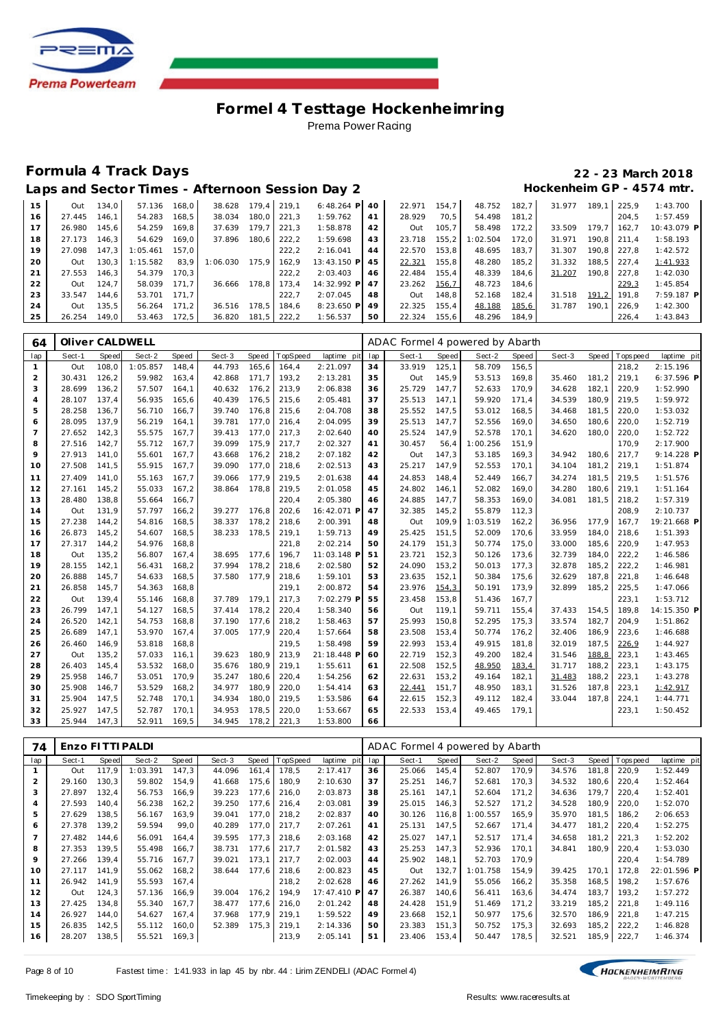# Formel 4 Testtage Hockenheimring

Prema Power Racing

## Formula 4 Track Days

**22 - 23 March 2018**

### Laps and Sector Times - Afternoon Session Day 2

**Hockenheim GP - 4574 mtr.**

| lap | Sect-1 | Speed | Sect-2 | Speed | Sect-3 | Speed | TopSpeed | laptime pit | lap | Sect-1 | Speed | Sect-2 | Speed | Sect-3 | Speed | Topspeed | laptime pit |
|---|---|---|---|---|---|---|---|---|---|---|---|---|---|---|---|---|---|
| 15 | Out | 134,0 | 57.136 | 168,0 | 38.628 | 179,4 | 219,1 | 6:48.264 P | 40 | 22.971 | 154,7 | 48.752 | 182,7 | 31.977 | 189,1 | 225,9 | 1:43.700 |
| 16 | 27.445 | 146,1 | 54.283 | 168,5 | 38.034 | 180,0 | 221,3 | 1:59.762 | 41 | 28.929 | 70,5 | 54.498 | 181,2 | | | 204,5 | 1:57.459 |
| 17 | 26.980 | 145,6 | 54.259 | 169,8 | 37.639 | 179,7 | 221,3 | 1:58.878 | 42 | Out | 105,7 | 58.498 | 172,2 | 33.509 | 179,7 | 162,7 | 10:43.079 P |
| 18 | 27.173 | 146,3 | 54.629 | 169,0 | 37.896 | 180,6 | 222,2 | 1:59.698 | 43 | 23.718 | 155,2 | 1:02.504 | 172,0 | 31.971 | 190,8 | 211,4 | 1:58.193 |
| 19 | 27.098 | 147,3 | 1:05.461 | 157,0 | | | 222,2 | 2:16.041 | 44 | 22.570 | 153,8 | 48.695 | 183,7 | 31.307 | 190,8 | 227,8 | 1:42.572 |
| 20 | Out | 130,3 | 1:15.582 | 83,9 | 1:06.030 | 175,9 | 162,9 | 13:43.150 P | 45 | 22.321 | 155,8 | 48.280 | 185,2 | 31.332 | 188,5 | 227,4 | 1:41.933 |
| 21 | 27.553 | 146,3 | 54.379 | 170,3 | | | 222,2 | 2:03.403 | 46 | 22.484 | 155,4 | 48.339 | 184,6 | 31.207 | 190,8 | 227,8 | 1:42.030 |
| 22 | Out | 124,7 | 58.039 | 171,7 | 36.666 | 178,8 | 173,4 | 14:32.992 P | 47 | 23.262 | 156,7 | 48.723 | 184,6 | | | 229,3 | 1:45.854 |
| 23 | 33.547 | 144,6 | 53.701 | 171,7 | | | 222,7 | 2:07.045 | 48 | Out | 148,8 | 52.168 | 182,4 | 31.518 | 191,2 | 191,8 | 7:59.187 P |
| 24 | Out | 135,5 | 56.264 | 171,2 | 36.516 | 178,5 | 184,6 | 8:23.650 P | 49 | 22.325 | 155,4 | 48.188 | 185,6 | 31.787 | 190,1 | 226,9 | 1:42.300 |
| 25 | 26.254 | 149,0 | 53.463 | 172,5 | 36.820 | 181,5 | 222,2 | 1:56.537 | 50 | 22.324 | 155,6 | 48.296 | 184,9 | | | 226,4 | 1:43.843 |

**64 Oliver CALDWELL** — ADAC Formel 4 powered by Abarth

| lap | Sect-1 | Speed | Sect-2 | Speed | Sect-3 | Speed | TopSpeed | laptime pit | lap | Sect-1 | Speed | Sect-2 | Speed | Sect-3 | Speed | Topspeed | laptime pit |
|---|---|---|---|---|---|---|---|---|---|---|---|---|---|---|---|---|---|
| 1 | Out | 108,0 | 1:05.857 | 148,4 | 44.793 | 165,6 | 164,4 | 2:21.097 | 34 | 33.919 | 125,1 | 58.709 | 156,5 | | | 218,2 | 2:15.196 |
| 2 | 30.431 | 126,2 | 59.982 | 163,4 | 42.868 | 171,7 | 193,2 | 2:13.281 | 35 | Out | 145,9 | 53.513 | 169,8 | 35.460 | 181,2 | 219,1 | 6:37.596 P |
| 3 | 28.699 | 136,2 | 57.507 | 164,1 | 40.632 | 176,2 | 213,9 | 2:06.838 | 36 | 25.729 | 147,7 | 52.633 | 170,9 | 34.628 | 182,1 | 220,9 | 1:52.990 |
| 4 | 28.107 | 137,4 | 56.935 | 165,6 | 40.439 | 176,5 | 215,6 | 2:05.481 | 37 | 25.513 | 147,1 | 59.920 | 171,4 | 34.539 | 180,9 | 219,5 | 1:59.972 |
| 5 | 28.258 | 136,7 | 56.710 | 166,7 | 39.740 | 176,8 | 215,6 | 2:04.708 | 38 | 25.552 | 147,5 | 53.012 | 168,5 | 34.468 | 181,5 | 220,0 | 1:53.032 |
| 6 | 28.095 | 137,9 | 56.219 | 164,1 | 39.781 | 177,0 | 216,4 | 2:04.095 | 39 | 25.513 | 147,7 | 52.556 | 169,0 | 34.650 | 180,6 | 220,0 | 1:52.719 |
| 7 | 27.652 | 142,3 | 55.575 | 167,7 | 39.413 | 177,0 | 217,3 | 2:02.640 | 40 | 25.524 | 147,9 | 52.578 | 170,1 | 34.620 | 180,0 | 220,0 | 1:52.722 |
| 8 | 27.516 | 142,7 | 55.712 | 167,7 | 39.099 | 175,9 | 217,7 | 2:02.327 | 41 | 30.457 | 56,4 | 1:00.256 | 151,9 | | | 170,9 | 2:17.900 |
| 9 | 27.913 | 141,0 | 55.601 | 167,7 | 43.668 | 176,2 | 218,2 | 2:07.182 | 42 | Out | 147,3 | 53.185 | 169,3 | 34.942 | 180,6 | 217,7 | 9:14.228 P |
| 10 | 27.508 | 141,5 | 55.915 | 167,7 | 39.090 | 177,0 | 218,6 | 2:02.513 | 43 | 25.217 | 147,9 | 52.553 | 170,1 | 34.104 | 181,2 | 219,1 | 1:51.874 |
| 11 | 27.409 | 141,0 | 55.163 | 167,7 | 39.066 | 177,9 | 219,5 | 2:01.638 | 44 | 24.853 | 148,4 | 52.449 | 166,7 | 34.274 | 181,5 | 219,5 | 1:51.576 |
| 12 | 27.161 | 145,2 | 55.033 | 167,2 | 38.864 | 178,8 | 219,5 | 2:01.058 | 45 | 24.802 | 146,1 | 52.082 | 169,0 | 34.280 | 180,6 | 219,1 | 1:51.164 |
| 13 | 28.480 | 138,8 | 55.664 | 166,7 | | | 220,4 | 2:05.380 | 46 | 24.885 | 147,7 | 58.353 | 169,0 | 34.081 | 181,5 | 218,2 | 1:57.319 |
| 14 | Out | 131,9 | 57.797 | 166,2 | 39.277 | 176,8 | 202,6 | 16:42.071 P | 47 | 32.385 | 145,2 | 55.879 | 112,3 | | | 208,9 | 2:10.737 |
| 15 | 27.238 | 144,2 | 54.816 | 168,5 | 38.337 | 178,2 | 218,6 | 2:00.391 | 48 | Out | 109,9 | 1:03.519 | 162,2 | 36.956 | 177,9 | 167,7 | 19:21.668 P |
| 16 | 26.873 | 145,2 | 54.607 | 168,5 | 38.233 | 178,5 | 219,1 | 1:59.713 | 49 | 25.425 | 151,5 | 52.009 | 170,6 | 33.959 | 184,0 | 218,6 | 1:51.393 |
| 17 | 27.317 | 144,2 | 54.976 | 168,8 | | | 221,8 | 2:02.214 | 50 | 24.179 | 151,3 | 50.774 | 175,0 | 33.000 | 185,6 | 220,9 | 1:47.953 |
| 18 | Out | 135,2 | 56.807 | 167,4 | 38.695 | 177,6 | 196,7 | 11:03.148 P | 51 | 23.721 | 152,3 | 50.126 | 173,6 | 32.739 | 184,0 | 222,2 | 1:46.586 |
| 19 | 28.155 | 142,1 | 56.431 | 168,2 | 37.994 | 178,2 | 218,6 | 2:02.580 | 52 | 24.090 | 153,2 | 50.013 | 177,3 | 32.878 | 185,2 | 222,2 | 1:46.981 |
| 20 | 26.888 | 145,7 | 54.633 | 168,5 | 37.580 | 177,9 | 218,6 | 1:59.101 | 53 | 23.635 | 152,1 | 50.384 | 175,6 | 32.629 | 187,8 | 221,8 | 1:46.648 |
| 21 | 26.858 | 145,7 | 54.363 | 168,8 | | | 219,1 | 2:00.872 | 54 | 23.976 | 154,3 | 50.191 | 173,9 | 32.899 | 185,2 | 225,5 | 1:47.066 |
| 22 | Out | 139,4 | 55.146 | 168,8 | 37.789 | 179,1 | 217,3 | 7:02.279 P | 55 | 23.458 | 153,8 | 51.436 | 167,7 | | | 223,1 | 1:53.712 |
| 23 | 26.799 | 147,1 | 54.127 | 168,5 | 37.414 | 178,2 | 220,4 | 1:58.340 | 56 | Out | 119,1 | 59.711 | 155,4 | 37.433 | 154,5 | 189,8 | 14:15.350 P |
| 24 | 26.520 | 142,1 | 54.753 | 168,8 | 37.190 | 177,6 | 218,2 | 1:58.463 | 57 | 25.993 | 150,8 | 52.295 | 175,3 | 33.574 | 182,7 | 204,9 | 1:51.862 |
| 25 | 26.689 | 147,1 | 53.970 | 167,4 | 37.005 | 177,9 | 220,4 | 1:57.664 | 58 | 23.508 | 153,4 | 50.774 | 176,2 | 32.406 | 186,9 | 223,6 | 1:46.688 |
| 26 | 26.460 | 146,9 | 53.818 | 168,8 | | | 219,5 | 1:58.498 | 59 | 22.993 | 153,4 | 49.915 | 181,8 | 32.019 | 187,5 | 226,9 | 1:44.927 |
| 27 | Out | 135,2 | 57.033 | 116,1 | 39.623 | 180,9 | 213,9 | 21:18.448 P | 60 | 22.719 | 152,3 | 49.200 | 182,4 | 31.546 | 188,8 | 223,1 | 1:43.465 |
| 28 | 26.403 | 145,4 | 53.532 | 168,0 | 35.676 | 180,9 | 219,1 | 1:55.611 | 61 | 22.508 | 152,5 | 48.950 | 183,4 | 31.717 | 188,2 | 223,1 | 1:43.175 |
| 29 | 25.958 | 146,7 | 53.051 | 170,9 | 35.247 | 180,6 | 220,4 | 1:54.256 | 62 | 22.631 | 153,2 | 49.164 | 182,1 | 31.483 | 188,2 | 223,1 | 1:43.278 |
| 30 | 25.908 | 146,7 | 53.529 | 168,2 | 34.977 | 180,9 | 220,0 | 1:54.414 | 63 | 22.441 | 151,7 | 48.950 | 183,1 | 31.526 | 187,8 | 223,1 | 1:42.917 |
| 31 | 25.904 | 147,5 | 52.748 | 170,1 | 34.934 | 180,0 | 219,5 | 1:53.586 | 64 | 22.615 | 152,3 | 49.112 | 182,4 | 33.044 | 187,8 | 224,1 | 1:44.771 |
| 32 | 25.927 | 147,5 | 52.787 | 170,1 | 34.953 | 178,5 | 220,0 | 1:53.667 | 65 | 22.533 | 153,4 | 49.465 | 179,1 | | | 223,1 | 1:50.452 |
| 33 | 25.944 | 147,3 | 52.911 | 169,5 | 34.945 | 178,2 | 221,3 | 1:53.800 | 66 | | | | | | | | |

**74 Enzo FITTIPALDI** — ADAC Formel 4 powered by Abarth

| lap | Sect-1 | Speed | Sect-2 | Speed | Sect-3 | Speed | TopSpeed | laptime pit | lap | Sect-1 | Speed | Sect-2 | Speed | Sect-3 | Speed | Topspeed | laptime pit |
|---|---|---|---|---|---|---|---|---|---|---|---|---|---|---|---|---|---|
| 1 | Out | 117,9 | 1:03.391 | 147,3 | 44.096 | 161,4 | 178,5 | 2:17.417 | 36 | 25.066 | 145,4 | 52.807 | 170,9 | 34.576 | 181,8 | 220,9 | 1:52.449 |
| 2 | 29.160 | 130,3 | 59.802 | 154,9 | 41.668 | 175,6 | 180,9 | 2:10.630 | 37 | 25.251 | 146,7 | 52.681 | 170,3 | 34.532 | 180,6 | 220,4 | 1:52.464 |
| 3 | 27.897 | 132,4 | 56.753 | 166,9 | 39.223 | 177,6 | 216,0 | 2:03.873 | 38 | 25.161 | 147,1 | 52.604 | 171,2 | 34.636 | 179,7 | 220,4 | 1:52.401 |
| 4 | 27.593 | 140,4 | 56.238 | 162,2 | 39.250 | 177,6 | 216,4 | 2:03.081 | 39 | 25.015 | 146,3 | 52.527 | 171,2 | 34.528 | 180,9 | 220,0 | 1:52.070 |
| 5 | 27.629 | 138,5 | 56.167 | 163,9 | 39.041 | 177,0 | 218,2 | 2:02.837 | 40 | 30.126 | 116,8 | 1:00.557 | 165,9 | 35.970 | 181,5 | 186,2 | 2:06.653 |
| 6 | 27.378 | 139,2 | 59.594 | 99,0 | 40.289 | 177,0 | 217,7 | 2:07.261 | 41 | 25.131 | 147,5 | 52.667 | 171,4 | 34.477 | 181,2 | 220,4 | 1:52.275 |
| 7 | 27.482 | 144,6 | 56.091 | 164,4 | 39.595 | 177,3 | 218,6 | 2:03.168 | 42 | 25.027 | 147,1 | 52.517 | 171,4 | 34.658 | 181,2 | 221,3 | 1:52.202 |
| 8 | 27.353 | 139,5 | 55.498 | 166,7 | 38.731 | 177,6 | 217,7 | 2:01.582 | 43 | 25.253 | 147,3 | 52.936 | 170,1 | 34.841 | 180,9 | 220,4 | 1:53.030 |
| 9 | 27.266 | 139,4 | 55.716 | 167,7 | 39.021 | 173,1 | 217,7 | 2:02.003 | 44 | 25.902 | 148,1 | 52.703 | 170,9 | | | 220,4 | 1:54.789 |
| 10 | 27.117 | 141,9 | 55.062 | 168,2 | 38.644 | 177,6 | 218,6 | 2:00.823 | 45 | Out | 132,7 | 1:01.758 | 154,9 | 39.425 | 170,1 | 172,8 | 22:01.596 P |
| 11 | 26.942 | 141,9 | 55.593 | 167,4 | | | 218,2 | 2:02.628 | 46 | 27.262 | 141,9 | 55.056 | 166,2 | 35.358 | 168,5 | 198,2 | 1:57.676 |
| 12 | Out | 124,3 | 57.136 | 166,9 | 39.004 | 176,2 | 194,9 | 17:47.410 P | 47 | 26.387 | 140,6 | 56.411 | 163,6 | 34.474 | 183,7 | 193,2 | 1:57.272 |
| 13 | 27.425 | 134,8 | 55.340 | 167,7 | 38.477 | 177,6 | 216,0 | 2:01.242 | 48 | 24.428 | 151,9 | 51.469 | 171,2 | 33.219 | 185,2 | 221,8 | 1:49.116 |
| 14 | 26.927 | 144,0 | 54.627 | 167,4 | 37.968 | 177,9 | 219,1 | 1:59.522 | 49 | 23.668 | 152,1 | 50.977 | 175,6 | 32.570 | 186,9 | 221,8 | 1:47.215 |
| 15 | 26.835 | 142,5 | 55.112 | 160,0 | 52.389 | 175,3 | 219,1 | 2:14.336 | 50 | 23.383 | 151,3 | 50.752 | 175,3 | 32.693 | 185,2 | 222,2 | 1:46.828 |
| 16 | 28.207 | 138,5 | 55.521 | 169,3 | | | 213,9 | 2:05.141 | 51 | 23.406 | 153,4 | 50.447 | 178,5 | 32.521 | 185,9 | 222,7 | 1:46.374 |

Fastest time : 1:41.933 in lap 45 by nbr. 44 : Lirim ZENDELI (ADAC Formel 4)

Timekeeping by : SDO SportTiming

Results: www.raceresults.at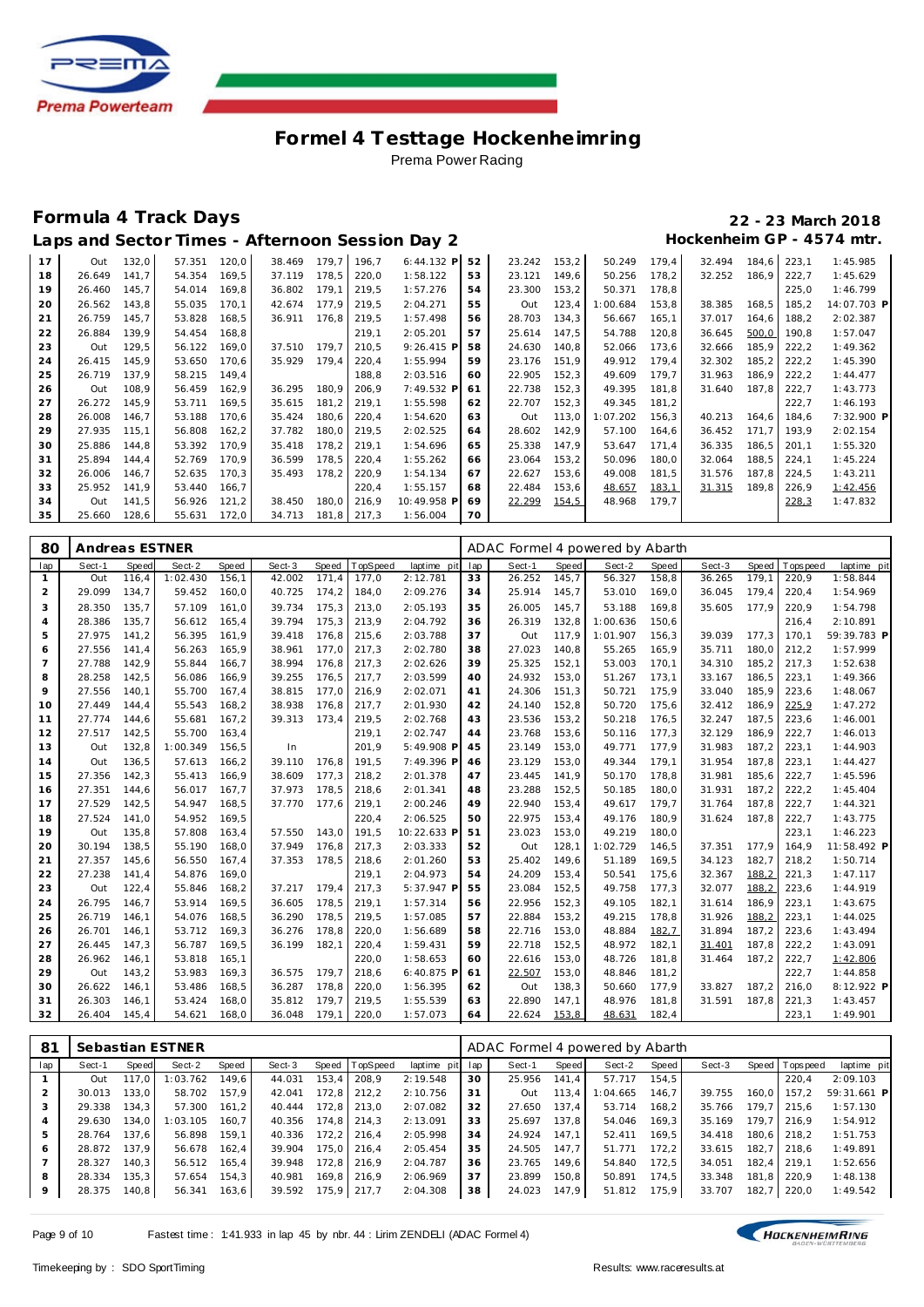# Formel 4 Testtage Hockenheimring

Prema Power Racing

## Formula 4 Track Days

**22 - 23 March 2018**

### Laps and Sector Times - Afternoon Session Day 2

**Hockenheim GP - 4574 mtr.**

| lap | Sect-1 | Speed | Sect-2 | Speed | Sect-3 | Speed | TopSpeed | laptime pit | lap | Sect-1 | Speed | Sect-2 | Speed | Sect-3 | Speed | Topspeed | laptime pit |
|---|---|---|---|---|---|---|---|---|---|---|---|---|---|---|---|---|---|
| 17 | Out | 132,0 | 57.351 | 120,0 | 38.469 | 179,7 | 196,7 | 6:44.132 P | 52 | 23.242 | 153,2 | 50.249 | 179,4 | 32.494 | 184,6 | 223,1 | 1:45.985 |
| 18 | 26.649 | 141,7 | 54.354 | 169,5 | 37.119 | 178,5 | 220,0 | 1:58.122 | 53 | 23.121 | 149,6 | 50.256 | 178,2 | 32.252 | 186,9 | 222,7 | 1:45.629 |
| 19 | 26.460 | 145,7 | 54.014 | 169,8 | 36.802 | 179,1 | 219,5 | 1:57.276 | 54 | 23.300 | 153,2 | 50.371 | 178,8 | | | 225,0 | 1:46.799 |
| 20 | 26.562 | 143,8 | 55.035 | 170,1 | 42.674 | 177,9 | 219,5 | 2:04.271 | 55 | Out | 123,4 | 1:00.684 | 153,8 | 38.385 | 168,5 | 185,2 | 14:07.703 P |
| 21 | 26.759 | 145,7 | 53.828 | 168,5 | 36.911 | 176,8 | 219,5 | 1:57.498 | 56 | 28.703 | 134,3 | 56.667 | 165,1 | 37.017 | 164,6 | 188,2 | 2:02.387 |
| 22 | 26.884 | 139,9 | 54.454 | 168,8 | | | 219,1 | 2:05.201 | 57 | 25.614 | 147,5 | 54.788 | 120,8 | 36.645 | 500,0 | 190,8 | 1:57.047 |
| 23 | Out | 129,5 | 56.122 | 169,0 | 37.510 | 179,7 | 210,5 | 9:26.415 P | 58 | 24.630 | 140,8 | 52.066 | 173,6 | 32.666 | 185,9 | 222,2 | 1:49.362 |
| 24 | 26.415 | 145,9 | 53.650 | 170,6 | 35.929 | 179,4 | 220,4 | 1:55.994 | 59 | 23.176 | 151,9 | 49.912 | 179,4 | 32.302 | 185,2 | 222,2 | 1:45.390 |
| 25 | 26.719 | 137,9 | 58.215 | 149,4 | | | 188,8 | 2:03.516 | 60 | 22.905 | 152,3 | 49.609 | 179,7 | 31.963 | 186,9 | 222,2 | 1:44.477 |
| 26 | Out | 108,9 | 56.459 | 162,9 | 36.295 | 180,9 | 206,9 | 7:49.532 P | 61 | 22.738 | 152,3 | 49.395 | 181,8 | 31.640 | 187,8 | 222,7 | 1:43.773 |
| 27 | 26.272 | 145,9 | 53.711 | 169,5 | 35.615 | 181,2 | 219,1 | 1:55.598 | 62 | 22.707 | 152,3 | 49.345 | 181,2 | | | 222,7 | 1:46.193 |
| 28 | 26.008 | 146,7 | 53.188 | 170,6 | 35.424 | 180,6 | 220,4 | 1:54.620 | 63 | Out | 113,0 | 1:07.202 | 156,3 | 40.213 | 164,6 | 184,6 | 7:32.900 P |
| 29 | 27.935 | 115,1 | 56.808 | 162,2 | 37.782 | 180,0 | 219,5 | 2:02.525 | 64 | 28.602 | 142,9 | 57.100 | 164,6 | 36.452 | 171,7 | 193,9 | 2:02.154 |
| 30 | 25.886 | 144,8 | 53.392 | 170,9 | 35.418 | 178,2 | 219,1 | 1:54.696 | 65 | 25.338 | 147,9 | 53.647 | 171,4 | 36.335 | 186,5 | 201,1 | 1:55.320 |
| 31 | 25.894 | 144,4 | 52.769 | 170,9 | 36.599 | 178,5 | 220,4 | 1:55.262 | 66 | 23.064 | 153,2 | 50.096 | 180,0 | 32.064 | 188,5 | 224,1 | 1:45.224 |
| 32 | 26.006 | 146,7 | 52.635 | 170,3 | 35.493 | 178,2 | 220,9 | 1:54.134 | 67 | 22.627 | 153,6 | 49.008 | 181,5 | 31.576 | 187,8 | 224,5 | 1:43.211 |
| 33 | 25.952 | 141,9 | 53.440 | 166,7 | | | 220,4 | 1:55.157 | 68 | 22.484 | 153,6 | 48.657 | 183,1 | 31.315 | 189,8 | 226,9 | 1:42.456 |
| 34 | Out | 141,5 | 56.926 | 121,2 | 38.450 | 180,0 | 216,9 | 10:49.958 P | 69 | 22.299 | 154,5 | 48.968 | 179,7 | | | 228,3 | 1:47.832 |
| 35 | 25.660 | 128,6 | 55.631 | 172,0 | 34.713 | 181,8 | 217,3 | 1:56.004 | 70 | | | | | | | | |

**80 Andreas ESTNER** — ADAC Formel 4 powered by Abarth

| lap | Sect-1 | Speed | Sect-2 | Speed | Sect-3 | Speed | TopSpeed | laptime pit | lap | Sect-1 | Speed | Sect-2 | Speed | Sect-3 | Speed | Topspeed | laptime pit |
|---|---|---|---|---|---|---|---|---|---|---|---|---|---|---|---|---|---|
| 1 | Out | 116,4 | 1:02.430 | 156,1 | 42.002 | 171,4 | 177,0 | 2:12.781 | 33 | 26.252 | 145,7 | 56.327 | 158,8 | 36.265 | 179,1 | 220,9 | 1:58.844 |
| 2 | 29.099 | 134,7 | 59.452 | 160,0 | 40.725 | 174,2 | 184,0 | 2:09.276 | 34 | 25.914 | 145,7 | 53.010 | 169,0 | 36.045 | 179,4 | 220,4 | 1:54.969 |
| 3 | 28.350 | 135,7 | 57.109 | 161,0 | 39.734 | 175,3 | 213,0 | 2:05.193 | 35 | 26.005 | 145,7 | 53.188 | 169,8 | 35.605 | 177,9 | 220,9 | 1:54.798 |
| 4 | 28.386 | 135,7 | 56.612 | 165,4 | 39.794 | 175,3 | 213,9 | 2:04.792 | 36 | 26.319 | 132,8 | 1:00.636 | 150,6 | | | 216,4 | 2:10.891 |
| 5 | 27.975 | 141,2 | 56.395 | 161,9 | 39.418 | 176,8 | 215,6 | 2:03.788 | 37 | Out | 117,9 | 1:01.907 | 156,3 | 39.039 | 177,3 | 170,1 | 59:39.783 P |
| 6 | 27.556 | 141,4 | 56.263 | 165,9 | 38.961 | 177,0 | 217,3 | 2:02.780 | 38 | 27.023 | 140,8 | 55.265 | 165,9 | 35.711 | 180,0 | 212,2 | 1:57.999 |
| 7 | 27.788 | 142,9 | 55.844 | 166,7 | 38.994 | 176,8 | 217,3 | 2:02.626 | 39 | 25.325 | 152,1 | 53.003 | 170,1 | 34.310 | 185,2 | 217,3 | 1:52.638 |
| 8 | 28.258 | 142,5 | 56.086 | 166,9 | 39.255 | 176,5 | 217,7 | 2:03.599 | 40 | 24.932 | 153,0 | 51.267 | 173,1 | 33.167 | 186,5 | 223,1 | 1:49.366 |
| 9 | 27.556 | 140,1 | 55.700 | 167,4 | 38.815 | 177,0 | 216,9 | 2:02.071 | 41 | 24.306 | 151,3 | 50.721 | 175,9 | 33.040 | 185,9 | 223,6 | 1:48.067 |
| 10 | 27.449 | 144,4 | 55.543 | 168,2 | 38.938 | 176,8 | 217,7 | 2:01.930 | 42 | 24.140 | 152,8 | 50.720 | 175,6 | 32.412 | 186,9 | 225,9 | 1:47.272 |
| 11 | 27.774 | 144,6 | 55.681 | 167,2 | 39.313 | 173,4 | 219,5 | 2:02.768 | 43 | 23.536 | 153,2 | 50.218 | 176,5 | 32.247 | 187,5 | 223,6 | 1:46.001 |
| 12 | 27.517 | 142,5 | 55.700 | 163,4 | | | 219,1 | 2:02.747 | 44 | 23.768 | 153,6 | 50.116 | 177,3 | 32.129 | 186,9 | 222,7 | 1:46.013 |
| 13 | Out | 132,8 | 1:00.349 | 156,5 | In | | 201,9 | 5:49.908 P | 45 | 23.149 | 153,0 | 49.771 | 177,9 | 31.983 | 187,2 | 223,1 | 1:44.903 |
| 14 | Out | 136,5 | 57.613 | 166,2 | 39.110 | 176,8 | 191,5 | 7:49.396 P | 46 | 23.129 | 153,0 | 49.344 | 179,1 | 31.954 | 187,8 | 223,1 | 1:44.427 |
| 15 | 27.356 | 142,3 | 55.413 | 166,9 | 38.609 | 177,3 | 218,2 | 2:01.378 | 47 | 23.445 | 141,9 | 50.170 | 178,8 | 31.981 | 185,6 | 222,7 | 1:45.596 |
| 16 | 27.351 | 144,6 | 56.017 | 167,7 | 37.973 | 178,5 | 218,6 | 2:01.341 | 48 | 23.288 | 152,5 | 50.185 | 180,0 | 31.931 | 187,2 | 222,2 | 1:45.404 |
| 17 | 27.529 | 142,5 | 54.947 | 168,5 | 37.770 | 177,6 | 219,1 | 2:00.246 | 49 | 22.940 | 153,4 | 49.617 | 179,7 | 31.764 | 187,8 | 222,7 | 1:44.321 |
| 18 | 27.524 | 141,0 | 54.952 | 169,5 | | | 220,4 | 2:06.525 | 50 | 22.975 | 153,4 | 49.176 | 180,9 | 31.624 | 187,8 | 222,7 | 1:43.775 |
| 19 | Out | 135,8 | 57.808 | 163,4 | 57.550 | 143,0 | 191,5 | 10:22.633 P | 51 | 23.023 | 153,0 | 49.219 | 180,0 | | | 223,1 | 1:46.223 |
| 20 | 30.194 | 138,5 | 55.190 | 168,0 | 37.949 | 176,8 | 217,3 | 2:03.333 | 52 | Out | 128,1 | 1:02.729 | 146,5 | 37.351 | 177,9 | 164,9 | 11:58.492 P |
| 21 | 27.357 | 145,6 | 56.550 | 167,4 | 37.353 | 178,5 | 218,6 | 2:01.260 | 53 | 25.402 | 149,6 | 51.189 | 169,5 | 34.123 | 182,7 | 218,2 | 1:50.714 |
| 22 | 27.238 | 141,4 | 54.876 | 169,0 | | | 219,1 | 2:04.973 | 54 | 24.209 | 153,4 | 50.541 | 175,6 | 32.367 | 188,2 | 221,3 | 1:47.117 |
| 23 | Out | 122,4 | 55.846 | 168,2 | 37.217 | 179,4 | 217,3 | 5:37.947 P | 55 | 23.084 | 152,5 | 49.758 | 177,3 | 32.077 | 188,2 | 223,6 | 1:44.919 |
| 24 | 26.795 | 146,7 | 53.914 | 169,5 | 36.605 | 178,5 | 219,1 | 1:57.314 | 56 | 22.956 | 152,3 | 49.105 | 182,1 | 31.614 | 186,9 | 223,1 | 1:43.675 |
| 25 | 26.719 | 146,1 | 54.076 | 168,5 | 36.290 | 178,5 | 219,5 | 1:57.085 | 57 | 22.884 | 153,2 | 49.215 | 178,8 | 31.926 | 188,2 | 223,1 | 1:44.025 |
| 26 | 26.701 | 146,1 | 53.712 | 169,3 | 36.276 | 178,8 | 220,0 | 1:56.689 | 58 | 22.716 | 153,0 | 48.884 | 182,7 | 31.894 | 187,2 | 223,6 | 1:43.494 |
| 27 | 26.445 | 147,3 | 56.787 | 169,5 | 36.199 | 182,1 | 220,4 | 1:59.431 | 59 | 22.718 | 152,5 | 48.972 | 182,1 | 31.401 | 187,8 | 222,2 | 1:43.091 |
| 28 | 26.962 | 146,1 | 53.818 | 165,1 | | | 220,0 | 1:58.653 | 60 | 22.616 | 153,0 | 48.726 | 181,8 | 31.464 | 187,2 | 222,7 | 1:42.806 |
| 29 | Out | 143,2 | 53.983 | 169,3 | 36.575 | 179,7 | 218,6 | 6:40.875 P | 61 | 22.507 | 153,0 | 48.846 | 181,2 | | | 222,7 | 1:44.858 |
| 30 | 26.622 | 146,1 | 53.486 | 168,5 | 36.287 | 178,8 | 220,0 | 1:56.395 | 62 | Out | 138,3 | 50.660 | 177,9 | 33.827 | 187,2 | 216,0 | 8:12.922 P |
| 31 | 26.303 | 146,1 | 53.424 | 168,0 | 35.812 | 179,7 | 219,5 | 1:55.539 | 63 | 22.890 | 147,1 | 48.976 | 181,8 | 31.591 | 187,8 | 221,3 | 1:43.457 |
| 32 | 26.404 | 145,4 | 54.621 | 168,0 | 36.048 | 179,1 | 220,0 | 1:57.073 | 64 | 22.624 | 153,8 | 48.631 | 182,4 | | | 223,1 | 1:49.901 |

**81 Sebastian ESTNER** — ADAC Formel 4 powered by Abarth

| lap | Sect-1 | Speed | Sect-2 | Speed | Sect-3 | Speed | TopSpeed | laptime pit | lap | Sect-1 | Speed | Sect-2 | Speed | Sect-3 | Speed | Topspeed | laptime pit |
|---|---|---|---|---|---|---|---|---|---|---|---|---|---|---|---|---|---|
| 1 | Out | 117,0 | 1:03.762 | 149,6 | 44.031 | 153,4 | 208,9 | 2:19.548 | 30 | 25.956 | 141,4 | 57.717 | 154,5 | | | 220,4 | 2:09.103 |
| 2 | 30.013 | 133,0 | 58.702 | 157,9 | 42.041 | 172,8 | 212,2 | 2:10.756 | 31 | Out | 113,4 | 1:04.665 | 146,7 | 39.755 | 160,0 | 157,2 | 59:31.661 P |
| 3 | 29.338 | 134,3 | 57.300 | 161,2 | 40.444 | 172,8 | 213,0 | 2:07.082 | 32 | 27.650 | 137,4 | 53.714 | 168,2 | 35.766 | 179,7 | 215,6 | 1:57.130 |
| 4 | 29.630 | 134,0 | 1:03.105 | 160,7 | 40.356 | 174,8 | 214,3 | 2:13.091 | 33 | 25.697 | 137,8 | 54.046 | 169,3 | 35.169 | 179,7 | 216,9 | 1:54.912 |
| 5 | 28.764 | 137,6 | 56.898 | 159,1 | 40.336 | 172,2 | 216,4 | 2:05.998 | 34 | 24.924 | 147,1 | 52.411 | 169,5 | 34.418 | 180,6 | 218,2 | 1:51.753 |
| 6 | 28.872 | 137,9 | 56.678 | 162,4 | 39.904 | 175,0 | 216,4 | 2:05.454 | 35 | 24.505 | 147,7 | 51.771 | 172,2 | 33.615 | 182,7 | 218,6 | 1:49.891 |
| 7 | 28.327 | 140,3 | 56.512 | 165,4 | 39.948 | 172,8 | 216,9 | 2:04.787 | 36 | 23.765 | 149,6 | 54.840 | 172,5 | 34.051 | 182,4 | 219,1 | 1:52.656 |
| 8 | 28.334 | 135,3 | 57.654 | 154,3 | 40.981 | 169,8 | 216,9 | 2:06.969 | 37 | 23.899 | 150,8 | 50.891 | 174,5 | 33.348 | 181,8 | 220,9 | 1:48.138 |
| 9 | 28.375 | 140,8 | 56.341 | 163,6 | 39.592 | 175,9 | 217,7 | 2:04.308 | 38 | 24.023 | 147,9 | 51.812 | 175,9 | 33.707 | 182,7 | 220,0 | 1:49.542 |

Fastest time : 1:41.933 in lap 45 by nbr. 44 : Lirim ZENDELI (ADAC Formel 4)

Timekeeping by : SDO SportTiming

Results: www.raceresults.at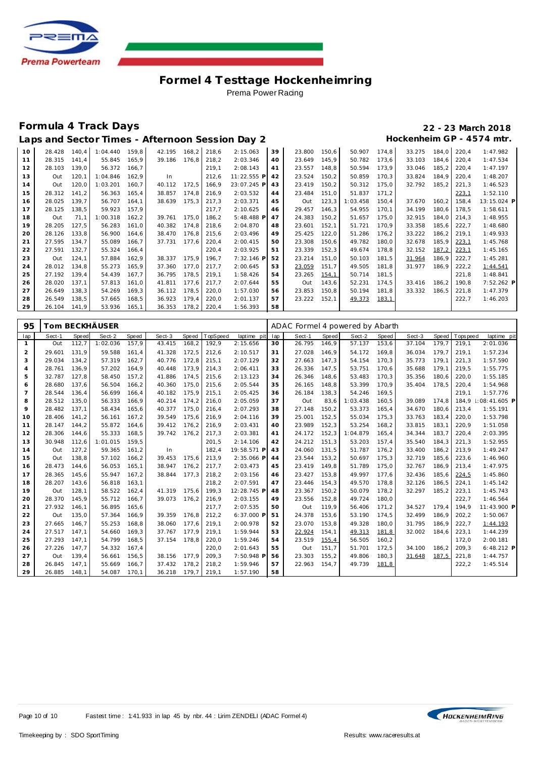# Formel 4 Testtage Hockenheimring

Prema Power Racing

## Formula 4 Track Days

**22 - 23 March 2018**

### Laps and Sector Times - Afternoon Session Day 2

**Hockenheim GP - 4574 mtr.**

| lap | Sect-1 | Speed | Sect-2 | Speed | Sect-3 | Speed | TopSpeed | laptime pit | lap | Sect-1 | Speed | Sect-2 | Speed | Sect-3 | Speed | Topspeed | laptime pit |
|---|---|---|---|---|---|---|---|---|---|---|---|---|---|---|---|---|---|
| 10 | 28.428 | 140,4 | 1:04.440 | 159,8 | 42.195 | 168,2 | 218,6 | 2:15.063 | 39 | 23.800 | 150,6 | 50.907 | 174,8 | 33.275 | 184,0 | 220,4 | 1:47.982 |
| 11 | 28.315 | 141,4 | 55.845 | 165,9 | 39.186 | 176,8 | 218,2 | 2:03.346 | 40 | 23.649 | 145,9 | 50.782 | 173,6 | 33.103 | 184,6 | 220,4 | 1:47.534 |
| 12 | 28.103 | 139,0 | 56.372 | 166,7 | | | 219,1 | 2:08.143 | 41 | 23.557 | 148,8 | 50.594 | 173,9 | 33.046 | 185,2 | 220,4 | 1:47.197 |
| 13 | Out | 120,1 | 1:04.846 | 162,9 | | | 212,6 | 11:22.555 P | 42 | 23.524 | 150,2 | 50.859 | 170,3 | 33.824 | 184,9 | 220,4 | 1:48.207 |
| 14 | Out | 120,0 | 1:03.201 | 160,7 | 40.112 | 172,5 | 166,9 | 23:07.245 P | 43 | 23.419 | 150,2 | 50.312 | 175,0 | 32.792 | 185,2 | 221,3 | 1:46.523 |
| 15 | 28.312 | 141,2 | 56.363 | 165,4 | 38.857 | 174,8 | 216,9 | 2:03.532 | 44 | 23.484 | 151,0 | 51.837 | 171,2 | | | 223,1 | 1:52.110 |
| 16 | 28.025 | 139,7 | 56.707 | 164,1 | 38.639 | 175,3 | 217,3 | 2:03.371 | 45 | Out | 123,3 | 1:03.458 | 150,4 | 37.670 | 160,2 | 158,4 | 13:15.024 P |
| 17 | 28.125 | 138,5 | 59.923 | 157,9 | | | 217,7 | 2:10.625 | 46 | 29.457 | 146,3 | 54.955 | 170,1 | 34.199 | 180,6 | 178,5 | 1:58.611 |
| 18 | Out | 71,1 | 1:00.318 | 162,2 | 39.761 | 175,0 | 186,2 | 5:48.488 P | 47 | 24.383 | 150,2 | 51.657 | 175,0 | 32.915 | 184,0 | 214,3 | 1:48.955 |
| 19 | 28.205 | 127,5 | 56.283 | 161,0 | 40.382 | 174,8 | 218,6 | 2:04.870 | 48 | 23.601 | 152,1 | 51.721 | 170,9 | 33.358 | 185,6 | 222,7 | 1:48.680 |
| 20 | 28.126 | 133,8 | 56.900 | 164,6 | 38.470 | 176,8 | 215,6 | 2:03.496 | 49 | 25.425 | 122,0 | 51.286 | 176,2 | 33.222 | 186,2 | 219,1 | 1:49.933 |
| 21 | 27.595 | 134,7 | 55.089 | 166,7 | 37.731 | 177,6 | 220,4 | 2:00.415 | 50 | 23.308 | 150,6 | 49.782 | 180,0 | 32.678 | 185,9 | 223,1 | 1:45.768 |
| 22 | 27.591 | 132,7 | 55.324 | 166,4 | | | 220,4 | 2:03.925 | 51 | 23.339 | 152,3 | 49.674 | 178,8 | 32.152 | 187,2 | 223,1 | 1:45.165 |
| 23 | Out | 124,1 | 57.884 | 162,9 | 38.337 | 175,9 | 196,7 | 7:32.146 P | 52 | 23.214 | 151,0 | 50.103 | 181,5 | 31.964 | 186,9 | 222,7 | 1:45.281 |
| 24 | 28.012 | 134,8 | 55.273 | 165,9 | 37.360 | 177,0 | 217,7 | 2:00.645 | 53 | 23.059 | 151,7 | 49.505 | 181,8 | 31.977 | 186,9 | 222,2 | 1:44.541 |
| 25 | 27.192 | 139,4 | 54.439 | 167,7 | 36.795 | 178,5 | 219,1 | 1:58.426 | 54 | 23.265 | 154,1 | 50.714 | 181,5 | | | 221,8 | 1:48.841 |
| 26 | 28.020 | 137,1 | 57.813 | 161,0 | 41.811 | 177,6 | 217,7 | 2:07.644 | 55 | Out | 143,6 | 52.231 | 174,5 | 33.416 | 186,2 | 190,8 | 7:52.262 P |
| 27 | 26.649 | 138,3 | 54.269 | 169,3 | 36.112 | 178,5 | 220,0 | 1:57.030 | 56 | 23.853 | 150,8 | 50.194 | 181,8 | 33.332 | 186,5 | 221,8 | 1:47.379 |
| 28 | 26.549 | 138,5 | 57.665 | 168,5 | 36.923 | 179,4 | 220,0 | 2:01.137 | 57 | 23.222 | 152,1 | 49.373 | 183,1 | | | 222,7 | 1:46.203 |
| 29 | 26.104 | 141,9 | 53.936 | 165,1 | 36.353 | 178,2 | 220,4 | 1:56.393 | 58 | | | | | | | | |

**95 Tom BECKHÄUSER** — ADAC Formel 4 powered by Abarth

| lap | Sect-1 | Speed | Sect-2 | Speed | Sect-3 | Speed | TopSpeed | laptime pit | lap | Sect-1 | Speed | Sect-2 | Speed | Sect-3 | Speed | Topspeed | laptime pit |
|---|---|---|---|---|---|---|---|---|---|---|---|---|---|---|---|---|---|
| 1 | Out | 112,7 | 1:02.036 | 157,9 | 43.415 | 168,2 | 192,9 | 2:15.656 | 30 | 26.795 | 146,9 | 57.137 | 153,6 | 37.104 | 179,7 | 219,1 | 2:01.036 |
| 2 | 29.601 | 131,9 | 59.588 | 161,4 | 41.328 | 172,5 | 212,6 | 2:10.517 | 31 | 27.028 | 146,9 | 54.172 | 169,8 | 36.034 | 179,7 | 219,1 | 1:57.234 |
| 3 | 29.034 | 134,2 | 57.319 | 162,7 | 40.776 | 172,8 | 215,1 | 2:07.129 | 32 | 27.663 | 147,3 | 54.154 | 170,3 | 35.773 | 179,1 | 221,3 | 1:57.590 |
| 4 | 28.761 | 136,9 | 57.202 | 164,9 | 40.448 | 173,9 | 214,3 | 2:06.411 | 33 | 26.336 | 147,5 | 53.751 | 170,6 | 35.688 | 179,1 | 219,5 | 1:55.775 |
| 5 | 32.787 | 127,8 | 58.450 | 157,2 | 41.886 | 174,5 | 215,6 | 2:13.123 | 34 | 26.346 | 148,6 | 53.483 | 170,3 | 35.356 | 180,6 | 220,0 | 1:55.185 |
| 6 | 28.680 | 137,6 | 56.504 | 166,2 | 40.360 | 175,0 | 215,6 | 2:05.544 | 35 | 26.165 | 148,8 | 53.399 | 170,9 | 35.404 | 178,5 | 220,4 | 1:54.968 |
| 7 | 28.544 | 136,4 | 56.699 | 166,4 | 40.182 | 175,9 | 215,1 | 2:05.425 | 36 | 26.184 | 138,3 | 54.246 | 169,5 | | | 219,1 | 1:57.776 |
| 8 | 28.512 | 135,0 | 56.333 | 166,9 | 40.214 | 174,2 | 216,0 | 2:05.059 | 37 | Out | 83,6 | 1:03.438 | 160,5 | 39.089 | 174,8 | 184,9 | 1:08:41.605 P |
| 9 | 28.482 | 137,1 | 58.434 | 165,6 | 40.377 | 175,0 | 216,4 | 2:07.293 | 38 | 27.148 | 150,2 | 53.373 | 165,4 | 34.670 | 180,6 | 213,4 | 1:55.191 |
| 10 | 28.406 | 141,2 | 56.161 | 167,2 | 39.549 | 175,6 | 216,9 | 2:04.116 | 39 | 25.001 | 152,5 | 55.034 | 175,3 | 33.763 | 183,4 | 220,0 | 1:53.798 |
| 11 | 28.147 | 144,2 | 55.872 | 164,6 | 39.412 | 176,2 | 216,9 | 2:03.431 | 40 | 23.989 | 152,3 | 53.254 | 168,2 | 33.815 | 183,1 | 220,9 | 1:51.058 |
| 12 | 28.306 | 144,6 | 55.333 | 168,5 | 39.742 | 176,2 | 217,3 | 2:03.381 | 41 | 24.172 | 152,3 | 1:04.879 | 165,4 | 34.344 | 183,7 | 220,4 | 2:03.395 |
| 13 | 30.948 | 112,6 | 1:01.015 | 159,5 | | | 201,5 | 2:14.106 | 42 | 24.212 | 151,3 | 53.203 | 157,4 | 35.540 | 184,3 | 221,3 | 1:52.955 |
| 14 | Out | 127,2 | 59.365 | 161,2 | In | | 182,4 | 19:58.571 P | 43 | 24.060 | 131,5 | 51.787 | 176,2 | 33.400 | 186,2 | 213,9 | 1:49.247 |
| 15 | Out | 138,8 | 57.102 | 166,2 | 39.453 | 175,6 | 213,9 | 2:35.066 P | 44 | 23.544 | 153,2 | 50.697 | 175,3 | 32.719 | 185,6 | 223,6 | 1:46.960 |
| 16 | 28.473 | 144,6 | 56.053 | 165,1 | 38.947 | 176,2 | 217,7 | 2:03.473 | 45 | 23.419 | 149,8 | 51.789 | 175,0 | 32.767 | 186,9 | 213,4 | 1:47.975 |
| 17 | 28.365 | 145,6 | 55.947 | 167,2 | 38.844 | 177,3 | 218,2 | 2:03.156 | 46 | 23.427 | 153,8 | 49.997 | 177,6 | 32.436 | 185,6 | 224,5 | 1:45.860 |
| 18 | 28.207 | 143,6 | 56.818 | 163,1 | | | 218,2 | 2:07.591 | 47 | 23.446 | 154,3 | 49.570 | 178,8 | 32.126 | 186,5 | 224,1 | 1:45.142 |
| 19 | Out | 128,1 | 58.522 | 162,4 | 41.319 | 175,6 | 199,3 | 12:28.745 P | 48 | 23.367 | 150,2 | 50.079 | 178,2 | 32.297 | 185,2 | 223,1 | 1:45.743 |
| 20 | 28.370 | 145,9 | 55.712 | 166,7 | 39.073 | 176,2 | 216,9 | 2:03.155 | 49 | 23.556 | 152,8 | 49.724 | 180,0 | | | 222,7 | 1:46.564 |
| 21 | 27.932 | 146,1 | 56.895 | 165,6 | | | 217,7 | 2:07.535 | 50 | Out | 119,9 | 56.406 | 171,2 | 34.527 | 179,4 | 194,9 | 11:43.900 P |
| 22 | Out | 135,0 | 57.364 | 166,9 | 39.359 | 176,8 | 212,2 | 6:37.000 P | 51 | 24.378 | 153,6 | 53.190 | 174,5 | 32.499 | 186,9 | 202,2 | 1:50.067 |
| 23 | 27.665 | 146,7 | 55.253 | 168,8 | 38.060 | 177,6 | 219,1 | 2:00.978 | 52 | 23.070 | 153,8 | 49.328 | 180,0 | 31.795 | 186,9 | 222,7 | 1:44.193 |
| 24 | 27.517 | 147,1 | 54.660 | 169,3 | 37.767 | 177,9 | 219,1 | 1:59.944 | 53 | 22.924 | 154,1 | 49.313 | 181,8 | 32.002 | 184,6 | 223,1 | 1:44.239 |
| 25 | 27.293 | 147,1 | 54.799 | 168,5 | 37.154 | 178,8 | 220,0 | 1:59.246 | 54 | 23.519 | 155,4 | 56.505 | 160,2 | | | 172,0 | 2:00.181 |
| 26 | 27.226 | 147,7 | 54.332 | 167,4 | | | 220,0 | 2:01.643 | 55 | Out | 151,7 | 51.701 | 172,5 | 34.100 | 186,2 | 209,3 | 6:48.212 P |
| 27 | Out | 139,4 | 56.661 | 156,5 | 38.156 | 177,9 | 209,3 | 7:50.948 P | 56 | 23.303 | 155,2 | 49.806 | 180,3 | 31.648 | 187,5 | 221,8 | 1:44.757 |
| 28 | 26.845 | 147,1 | 55.669 | 166,7 | 37.432 | 178,2 | 218,2 | 1:59.946 | 57 | 22.963 | 154,7 | 49.739 | 181,8 | | | 222,2 | 1:45.514 |
| 29 | 26.885 | 148,1 | 54.087 | 170,1 | 36.218 | 179,7 | 219,1 | 1:57.190 | 58 | | | | | | | | |

Fastest time : 1:41.933 in lap 45 by nbr. 44 : Lirim ZENDELI (ADAC Formel 4)

Timekeeping by : SDO SportTiming

Results: www.raceresults.at